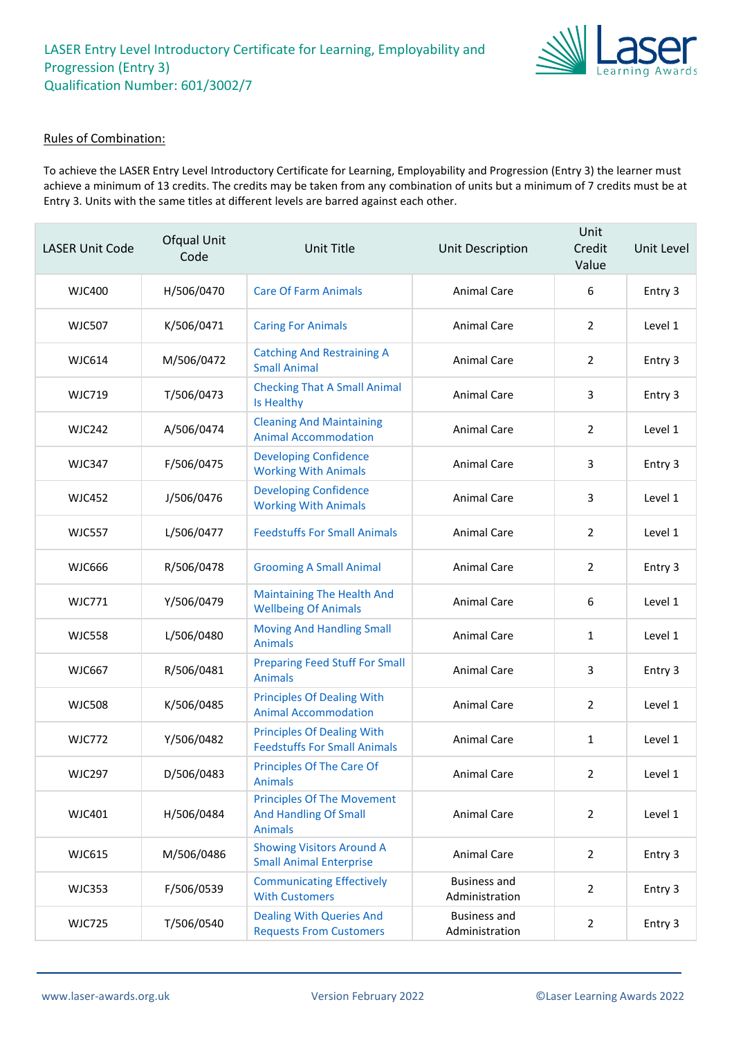# LASER Entry Level Introductory Certificate for Learning, Employability and Progression (Entry 3)
## Qualification Number: 601/3002/7

### Rules of Combination:

To achieve the LASER Entry Level Introductory Certificate for Learning, Employability and Progression (Entry 3) the learner must achieve a minimum of 13 credits. The credits may be taken from any combination of units but a minimum of 7 credits must be at Entry 3. Units with the same titles at different levels are barred against each other.

| LASER Unit Code | Ofqual Unit Code | Unit Title | Unit Description | Unit Credit Value | Unit Level |
|---|---|---|---|---|---|
| WJC400 | H/506/0470 | Care Of Farm Animals | Animal Care | 6 | Entry 3 |
| WJC507 | K/506/0471 | Caring For Animals | Animal Care | 2 | Level 1 |
| WJC614 | M/506/0472 | Catching And Restraining A Small Animal | Animal Care | 2 | Entry 3 |
| WJC719 | T/506/0473 | Checking That A Small Animal Is Healthy | Animal Care | 3 | Entry 3 |
| WJC242 | A/506/0474 | Cleaning And Maintaining Animal Accommodation | Animal Care | 2 | Level 1 |
| WJC347 | F/506/0475 | Developing Confidence Working With Animals | Animal Care | 3 | Entry 3 |
| WJC452 | J/506/0476 | Developing Confidence Working With Animals | Animal Care | 3 | Level 1 |
| WJC557 | L/506/0477 | Feedstuffs For Small Animals | Animal Care | 2 | Level 1 |
| WJC666 | R/506/0478 | Grooming A Small Animal | Animal Care | 2 | Entry 3 |
| WJC771 | Y/506/0479 | Maintaining The Health And Wellbeing Of Animals | Animal Care | 6 | Level 1 |
| WJC558 | L/506/0480 | Moving And Handling Small Animals | Animal Care | 1 | Level 1 |
| WJC667 | R/506/0481 | Preparing Feed Stuff For Small Animals | Animal Care | 3 | Entry 3 |
| WJC508 | K/506/0485 | Principles Of Dealing With Animal Accommodation | Animal Care | 2 | Level 1 |
| WJC772 | Y/506/0482 | Principles Of Dealing With Feedstuffs For Small Animals | Animal Care | 1 | Level 1 |
| WJC297 | D/506/0483 | Principles Of The Care Of Animals | Animal Care | 2 | Level 1 |
| WJC401 | H/506/0484 | Principles Of The Movement And Handling Of Small Animals | Animal Care | 2 | Level 1 |
| WJC615 | M/506/0486 | Showing Visitors Around A Small Animal Enterprise | Animal Care | 2 | Entry 3 |
| WJC353 | F/506/0539 | Communicating Effectively With Customers | Business and Administration | 2 | Entry 3 |
| WJC725 | T/506/0540 | Dealing With Queries And Requests From Customers | Business and Administration | 2 | Entry 3 |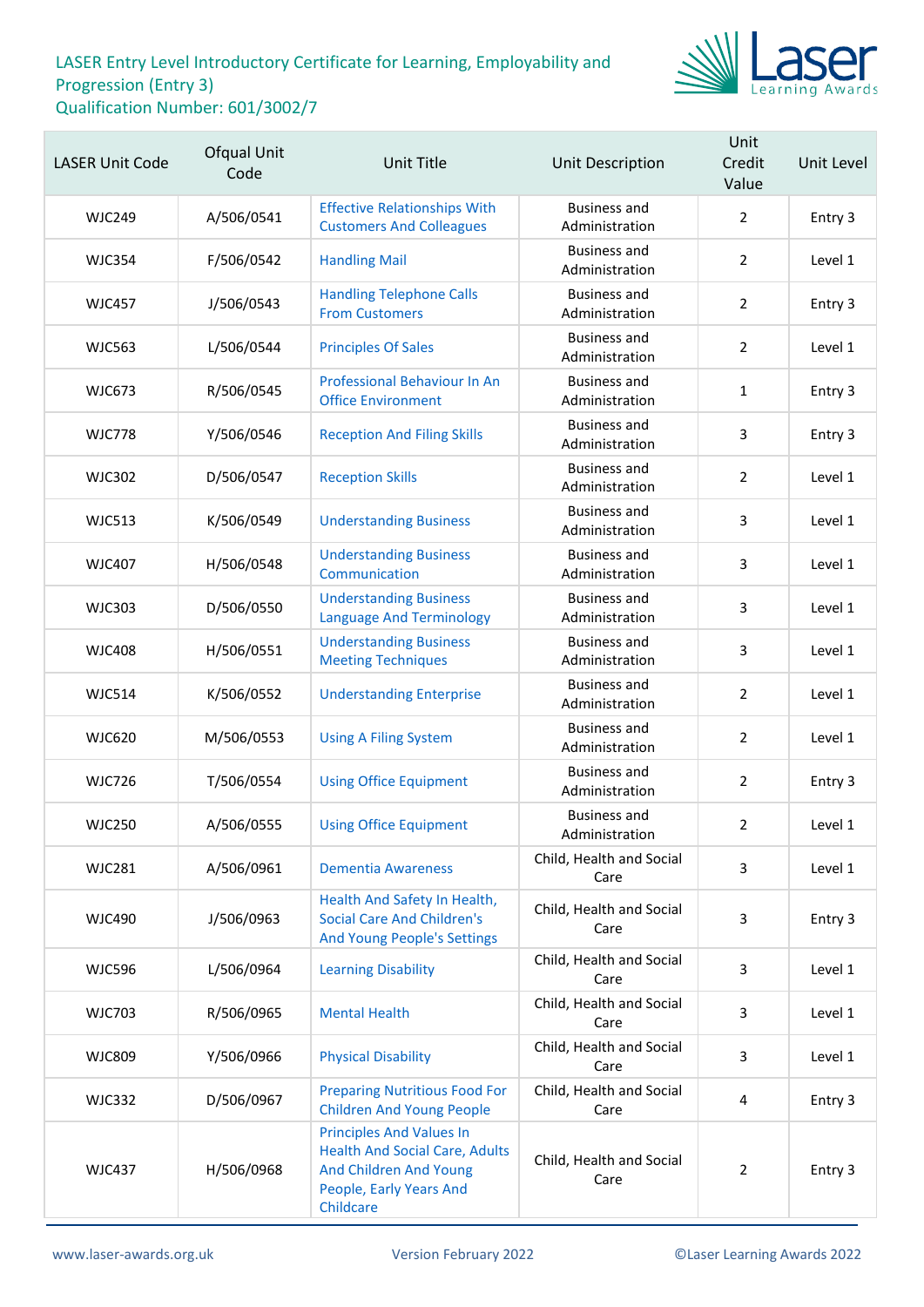# LASER Entry Level Introductory Certificate for Learning, Employability and Progression (Entry 3)
## Qualification Number: 601/3002/7

| LASER Unit Code | Ofqual Unit Code | Unit Title | Unit Description | Unit Credit Value | Unit Level |
|---|---|---|---|---|---|
| WJC249 | A/506/0541 | Effective Relationships With Customers And Colleagues | Business and Administration | 2 | Entry 3 |
| WJC354 | F/506/0542 | Handling Mail | Business and Administration | 2 | Level 1 |
| WJC457 | J/506/0543 | Handling Telephone Calls From Customers | Business and Administration | 2 | Entry 3 |
| WJC563 | L/506/0544 | Principles Of Sales | Business and Administration | 2 | Level 1 |
| WJC673 | R/506/0545 | Professional Behaviour In An Office Environment | Business and Administration | 1 | Entry 3 |
| WJC778 | Y/506/0546 | Reception And Filing Skills | Business and Administration | 3 | Entry 3 |
| WJC302 | D/506/0547 | Reception Skills | Business and Administration | 2 | Level 1 |
| WJC513 | K/506/0549 | Understanding Business | Business and Administration | 3 | Level 1 |
| WJC407 | H/506/0548 | Understanding Business Communication | Business and Administration | 3 | Level 1 |
| WJC303 | D/506/0550 | Understanding Business Language And Terminology | Business and Administration | 3 | Level 1 |
| WJC408 | H/506/0551 | Understanding Business Meeting Techniques | Business and Administration | 3 | Level 1 |
| WJC514 | K/506/0552 | Understanding Enterprise | Business and Administration | 2 | Level 1 |
| WJC620 | M/506/0553 | Using A Filing System | Business and Administration | 2 | Level 1 |
| WJC726 | T/506/0554 | Using Office Equipment | Business and Administration | 2 | Entry 3 |
| WJC250 | A/506/0555 | Using Office Equipment | Business and Administration | 2 | Level 1 |
| WJC281 | A/506/0961 | Dementia Awareness | Child, Health and Social Care | 3 | Level 1 |
| WJC490 | J/506/0963 | Health And Safety In Health, Social Care And Children's And Young People's Settings | Child, Health and Social Care | 3 | Entry 3 |
| WJC596 | L/506/0964 | Learning Disability | Child, Health and Social Care | 3 | Level 1 |
| WJC703 | R/506/0965 | Mental Health | Child, Health and Social Care | 3 | Level 1 |
| WJC809 | Y/506/0966 | Physical Disability | Child, Health and Social Care | 3 | Level 1 |
| WJC332 | D/506/0967 | Preparing Nutritious Food For Children And Young People | Child, Health and Social Care | 4 | Entry 3 |
| WJC437 | H/506/0968 | Principles And Values In Health And Social Care, Adults And Children And Young People, Early Years And Childcare | Child, Health and Social Care | 2 | Entry 3 |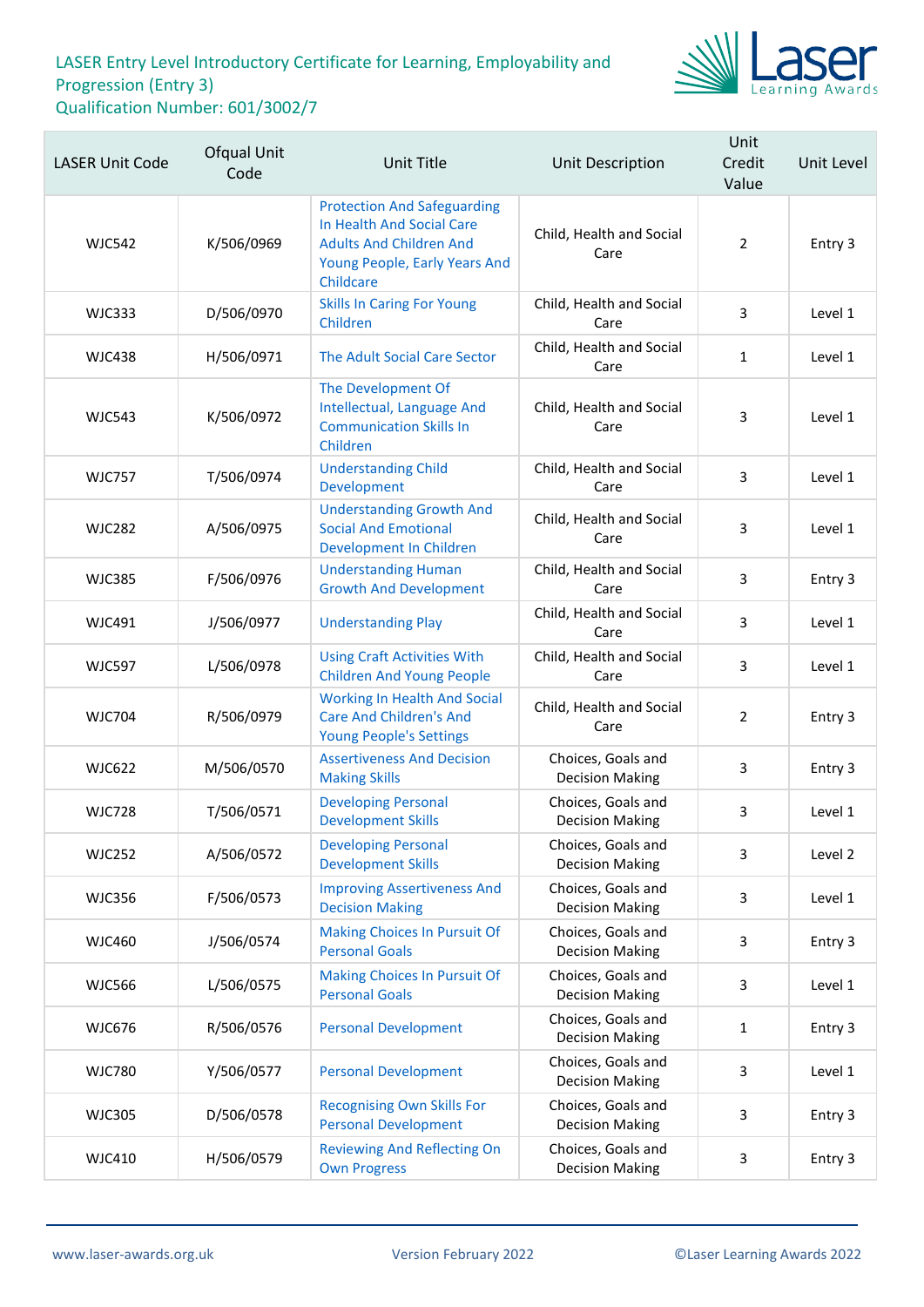# LASER Entry Level Introductory Certificate for Learning, Employability and Progression (Entry 3)
## Qualification Number: 601/3002/7

| LASER Unit Code | Ofqual Unit Code | Unit Title | Unit Description | Unit Credit Value | Unit Level |
| --- | --- | --- | --- | --- | --- |
| WJC542 | K/506/0969 | Protection And Safeguarding In Health And Social Care Adults And Children And Young People, Early Years And Childcare | Child, Health and Social Care | 2 | Entry 3 |
| WJC333 | D/506/0970 | Skills In Caring For Young Children | Child, Health and Social Care | 3 | Level 1 |
| WJC438 | H/506/0971 | The Adult Social Care Sector | Child, Health and Social Care | 1 | Level 1 |
| WJC543 | K/506/0972 | The Development Of Intellectual, Language And Communication Skills In Children | Child, Health and Social Care | 3 | Level 1 |
| WJC757 | T/506/0974 | Understanding Child Development | Child, Health and Social Care | 3 | Level 1 |
| WJC282 | A/506/0975 | Understanding Growth And Social And Emotional Development In Children | Child, Health and Social Care | 3 | Level 1 |
| WJC385 | F/506/0976 | Understanding Human Growth And Development | Child, Health and Social Care | 3 | Entry 3 |
| WJC491 | J/506/0977 | Understanding Play | Child, Health and Social Care | 3 | Level 1 |
| WJC597 | L/506/0978 | Using Craft Activities With Children And Young People | Child, Health and Social Care | 3 | Level 1 |
| WJC704 | R/506/0979 | Working In Health And Social Care And Children's And Young People's Settings | Child, Health and Social Care | 2 | Entry 3 |
| WJC622 | M/506/0570 | Assertiveness And Decision Making Skills | Choices, Goals and Decision Making | 3 | Entry 3 |
| WJC728 | T/506/0571 | Developing Personal Development Skills | Choices, Goals and Decision Making | 3 | Level 1 |
| WJC252 | A/506/0572 | Developing Personal Development Skills | Choices, Goals and Decision Making | 3 | Level 2 |
| WJC356 | F/506/0573 | Improving Assertiveness And Decision Making | Choices, Goals and Decision Making | 3 | Level 1 |
| WJC460 | J/506/0574 | Making Choices In Pursuit Of Personal Goals | Choices, Goals and Decision Making | 3 | Entry 3 |
| WJC566 | L/506/0575 | Making Choices In Pursuit Of Personal Goals | Choices, Goals and Decision Making | 3 | Level 1 |
| WJC676 | R/506/0576 | Personal Development | Choices, Goals and Decision Making | 1 | Entry 3 |
| WJC780 | Y/506/0577 | Personal Development | Choices, Goals and Decision Making | 3 | Level 1 |
| WJC305 | D/506/0578 | Recognising Own Skills For Personal Development | Choices, Goals and Decision Making | 3 | Entry 3 |
| WJC410 | H/506/0579 | Reviewing And Reflecting On Own Progress | Choices, Goals and Decision Making | 3 | Entry 3 |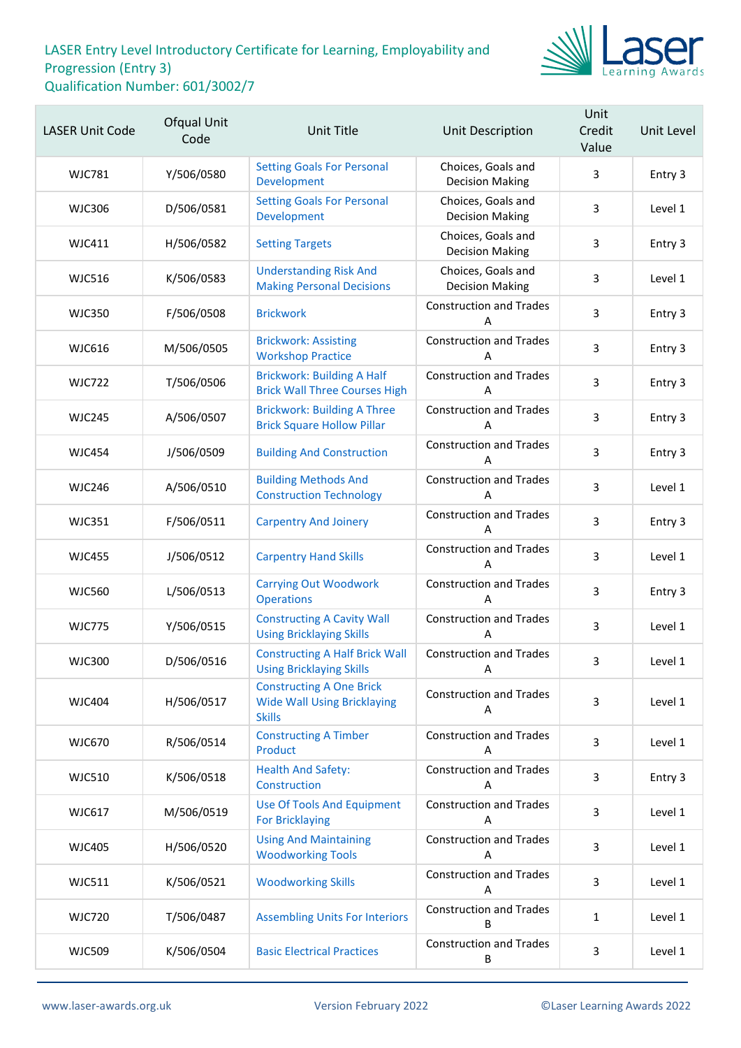LASER Entry Level Introductory Certificate for Learning, Employability and Progression (Entry 3)
Qualification Number: 601/3002/7

| LASER Unit Code | Ofqual Unit Code | Unit Title | Unit Description | Unit Credit Value | Unit Level |
|---|---|---|---|---|---|
| WJC781 | Y/506/0580 | Setting Goals For Personal Development | Choices, Goals and Decision Making | 3 | Entry 3 |
| WJC306 | D/506/0581 | Setting Goals For Personal Development | Choices, Goals and Decision Making | 3 | Level 1 |
| WJC411 | H/506/0582 | Setting Targets | Choices, Goals and Decision Making | 3 | Entry 3 |
| WJC516 | K/506/0583 | Understanding Risk And Making Personal Decisions | Choices, Goals and Decision Making | 3 | Level 1 |
| WJC350 | F/506/0508 | Brickwork | Construction and Trades A | 3 | Entry 3 |
| WJC616 | M/506/0505 | Brickwork: Assisting Workshop Practice | Construction and Trades A | 3 | Entry 3 |
| WJC722 | T/506/0506 | Brickwork: Building A Half Brick Wall Three Courses High | Construction and Trades A | 3 | Entry 3 |
| WJC245 | A/506/0507 | Brickwork: Building A Three Brick Square Hollow Pillar | Construction and Trades A | 3 | Entry 3 |
| WJC454 | J/506/0509 | Building And Construction | Construction and Trades A | 3 | Entry 3 |
| WJC246 | A/506/0510 | Building Methods And Construction Technology | Construction and Trades A | 3 | Level 1 |
| WJC351 | F/506/0511 | Carpentry And Joinery | Construction and Trades A | 3 | Entry 3 |
| WJC455 | J/506/0512 | Carpentry Hand Skills | Construction and Trades A | 3 | Level 1 |
| WJC560 | L/506/0513 | Carrying Out Woodwork Operations | Construction and Trades A | 3 | Entry 3 |
| WJC775 | Y/506/0515 | Constructing A Cavity Wall Using Bricklaying Skills | Construction and Trades A | 3 | Level 1 |
| WJC300 | D/506/0516 | Constructing A Half Brick Wall Using Bricklaying Skills | Construction and Trades A | 3 | Level 1 |
| WJC404 | H/506/0517 | Constructing A One Brick Wide Wall Using Bricklaying Skills | Construction and Trades A | 3 | Level 1 |
| WJC670 | R/506/0514 | Constructing A Timber Product | Construction and Trades A | 3 | Level 1 |
| WJC510 | K/506/0518 | Health And Safety: Construction | Construction and Trades A | 3 | Entry 3 |
| WJC617 | M/506/0519 | Use Of Tools And Equipment For Bricklaying | Construction and Trades A | 3 | Level 1 |
| WJC405 | H/506/0520 | Using And Maintaining Woodworking Tools | Construction and Trades A | 3 | Level 1 |
| WJC511 | K/506/0521 | Woodworking Skills | Construction and Trades A | 3 | Level 1 |
| WJC720 | T/506/0487 | Assembling Units For Interiors | Construction and Trades B | 1 | Level 1 |
| WJC509 | K/506/0504 | Basic Electrical Practices | Construction and Trades B | 3 | Level 1 |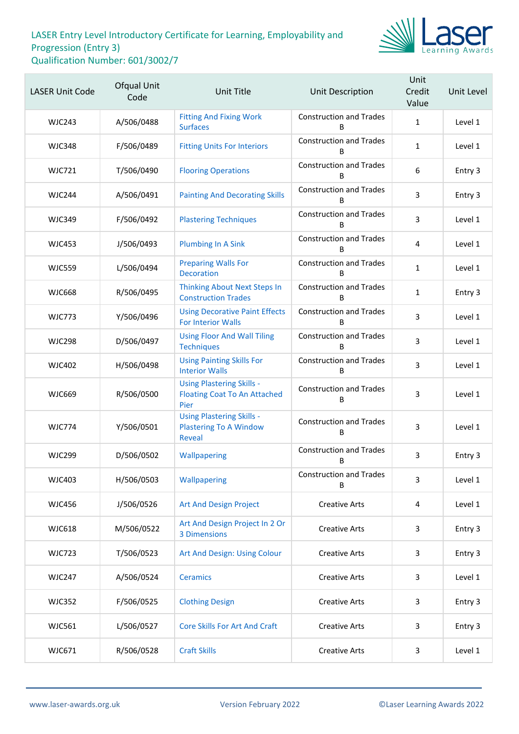LASER Entry Level Introductory Certificate for Learning, Employability and Progression (Entry 3)
Qualification Number: 601/3002/7

| LASER Unit Code | Ofqual Unit Code | Unit Title | Unit Description | Unit Credit Value | Unit Level |
|---|---|---|---|---|---|
| WJC243 | A/506/0488 | Fitting And Fixing Work Surfaces | Construction and Trades B | 1 | Level 1 |
| WJC348 | F/506/0489 | Fitting Units For Interiors | Construction and Trades B | 1 | Level 1 |
| WJC721 | T/506/0490 | Flooring Operations | Construction and Trades B | 6 | Entry 3 |
| WJC244 | A/506/0491 | Painting And Decorating Skills | Construction and Trades B | 3 | Entry 3 |
| WJC349 | F/506/0492 | Plastering Techniques | Construction and Trades B | 3 | Level 1 |
| WJC453 | J/506/0493 | Plumbing In A Sink | Construction and Trades B | 4 | Level 1 |
| WJC559 | L/506/0494 | Preparing Walls For Decoration | Construction and Trades B | 1 | Level 1 |
| WJC668 | R/506/0495 | Thinking About Next Steps In Construction Trades | Construction and Trades B | 1 | Entry 3 |
| WJC773 | Y/506/0496 | Using Decorative Paint Effects For Interior Walls | Construction and Trades B | 3 | Level 1 |
| WJC298 | D/506/0497 | Using Floor And Wall Tiling Techniques | Construction and Trades B | 3 | Level 1 |
| WJC402 | H/506/0498 | Using Painting Skills For Interior Walls | Construction and Trades B | 3 | Level 1 |
| WJC669 | R/506/0500 | Using Plastering Skills - Floating Coat To An Attached Pier | Construction and Trades B | 3 | Level 1 |
| WJC774 | Y/506/0501 | Using Plastering Skills - Plastering To A Window Reveal | Construction and Trades B | 3 | Level 1 |
| WJC299 | D/506/0502 | Wallpapering | Construction and Trades B | 3 | Entry 3 |
| WJC403 | H/506/0503 | Wallpapering | Construction and Trades B | 3 | Level 1 |
| WJC456 | J/506/0526 | Art And Design Project | Creative Arts | 4 | Level 1 |
| WJC618 | M/506/0522 | Art And Design Project In 2 Or 3 Dimensions | Creative Arts | 3 | Entry 3 |
| WJC723 | T/506/0523 | Art And Design: Using Colour | Creative Arts | 3 | Entry 3 |
| WJC247 | A/506/0524 | Ceramics | Creative Arts | 3 | Level 1 |
| WJC352 | F/506/0525 | Clothing Design | Creative Arts | 3 | Entry 3 |
| WJC561 | L/506/0527 | Core Skills For Art And Craft | Creative Arts | 3 | Entry 3 |
| WJC671 | R/506/0528 | Craft Skills | Creative Arts | 3 | Level 1 |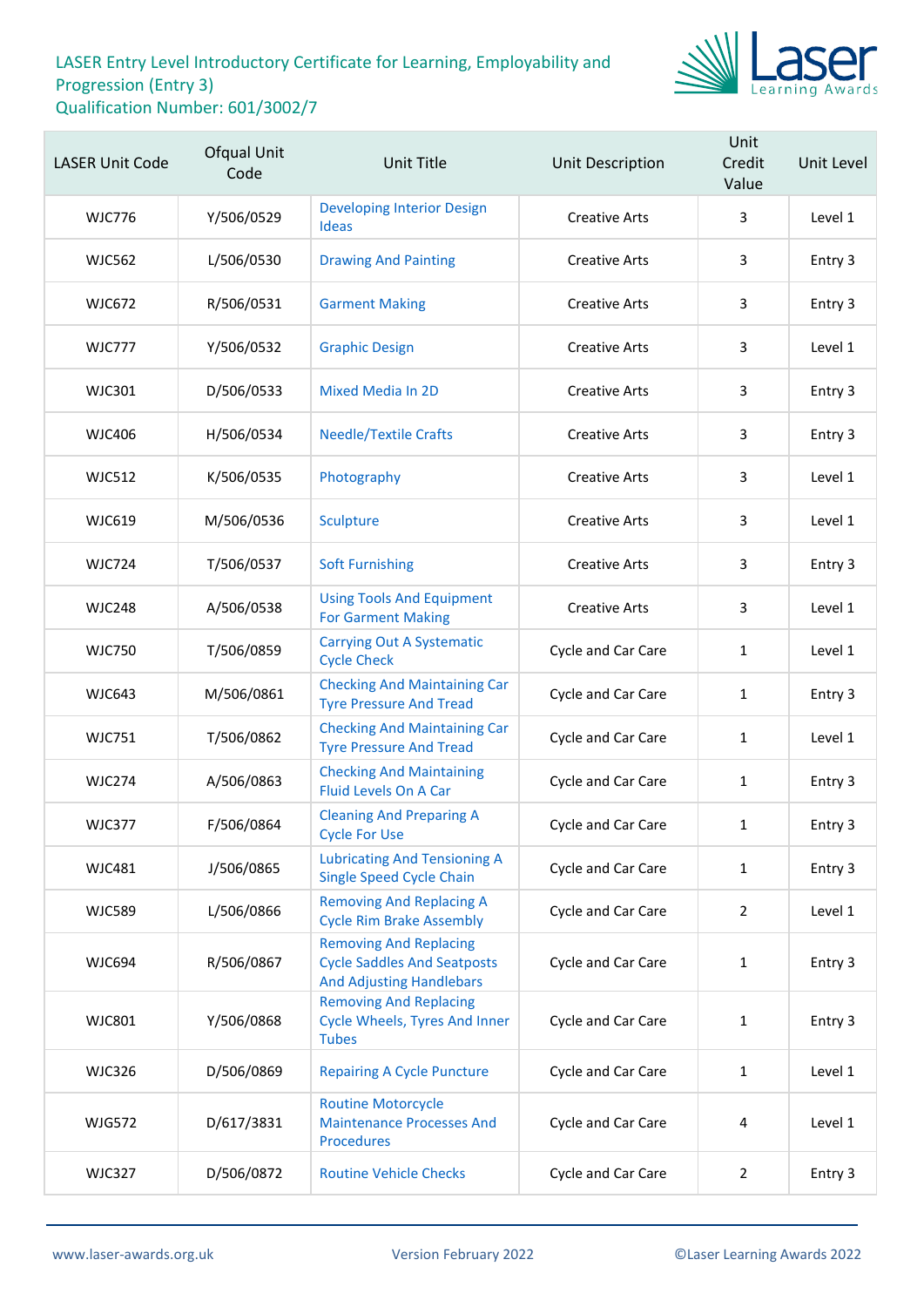LASER Entry Level Introductory Certificate for Learning, Employability and Progression (Entry 3)
Qualification Number: 601/3002/7

| LASER Unit Code | Ofqual Unit Code | Unit Title | Unit Description | Unit Credit Value | Unit Level |
|---|---|---|---|---|---|
| WJC776 | Y/506/0529 | Developing Interior Design Ideas | Creative Arts | 3 | Level 1 |
| WJC562 | L/506/0530 | Drawing And Painting | Creative Arts | 3 | Entry 3 |
| WJC672 | R/506/0531 | Garment Making | Creative Arts | 3 | Entry 3 |
| WJC777 | Y/506/0532 | Graphic Design | Creative Arts | 3 | Level 1 |
| WJC301 | D/506/0533 | Mixed Media In 2D | Creative Arts | 3 | Entry 3 |
| WJC406 | H/506/0534 | Needle/Textile Crafts | Creative Arts | 3 | Entry 3 |
| WJC512 | K/506/0535 | Photography | Creative Arts | 3 | Level 1 |
| WJC619 | M/506/0536 | Sculpture | Creative Arts | 3 | Level 1 |
| WJC724 | T/506/0537 | Soft Furnishing | Creative Arts | 3 | Entry 3 |
| WJC248 | A/506/0538 | Using Tools And Equipment For Garment Making | Creative Arts | 3 | Level 1 |
| WJC750 | T/506/0859 | Carrying Out A Systematic Cycle Check | Cycle and Car Care | 1 | Level 1 |
| WJC643 | M/506/0861 | Checking And Maintaining Car Tyre Pressure And Tread | Cycle and Car Care | 1 | Entry 3 |
| WJC751 | T/506/0862 | Checking And Maintaining Car Tyre Pressure And Tread | Cycle and Car Care | 1 | Level 1 |
| WJC274 | A/506/0863 | Checking And Maintaining Fluid Levels On A Car | Cycle and Car Care | 1 | Entry 3 |
| WJC377 | F/506/0864 | Cleaning And Preparing A Cycle For Use | Cycle and Car Care | 1 | Entry 3 |
| WJC481 | J/506/0865 | Lubricating And Tensioning A Single Speed Cycle Chain | Cycle and Car Care | 1 | Entry 3 |
| WJC589 | L/506/0866 | Removing And Replacing A Cycle Rim Brake Assembly | Cycle and Car Care | 2 | Level 1 |
| WJC694 | R/506/0867 | Removing And Replacing Cycle Saddles And Seatposts And Adjusting Handlebars | Cycle and Car Care | 1 | Entry 3 |
| WJC801 | Y/506/0868 | Removing And Replacing Cycle Wheels, Tyres And Inner Tubes | Cycle and Car Care | 1 | Entry 3 |
| WJC326 | D/506/0869 | Repairing A Cycle Puncture | Cycle and Car Care | 1 | Level 1 |
| WJG572 | D/617/3831 | Routine Motorcycle Maintenance Processes And Procedures | Cycle and Car Care | 4 | Level 1 |
| WJC327 | D/506/0872 | Routine Vehicle Checks | Cycle and Car Care | 2 | Entry 3 |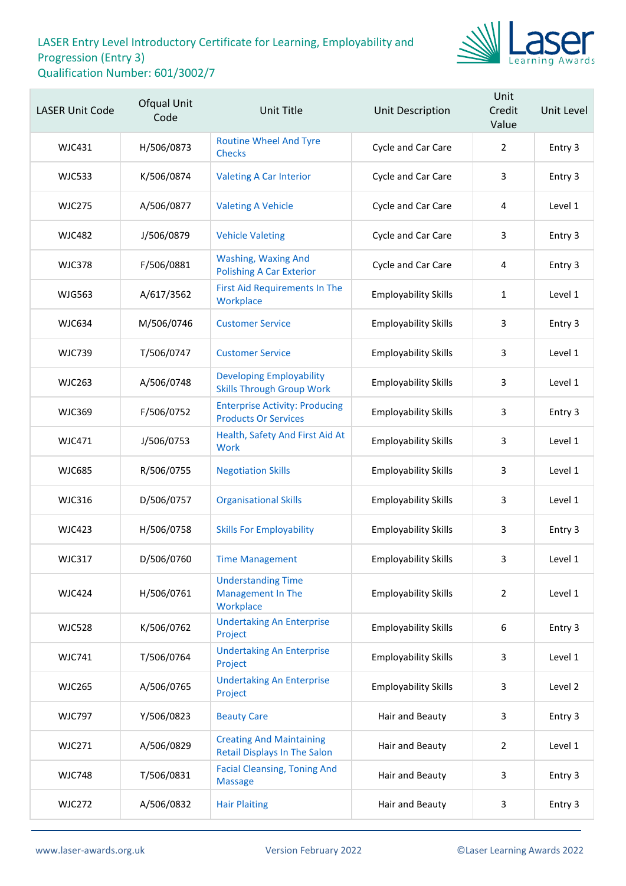LASER Entry Level Introductory Certificate for Learning, Employability and Progression (Entry 3)
Qualification Number: 601/3002/7

| LASER Unit Code | Ofqual Unit Code | Unit Title | Unit Description | Unit Credit Value | Unit Level |
|---|---|---|---|---|---|
| WJC431 | H/506/0873 | Routine Wheel And Tyre Checks | Cycle and Car Care | 2 | Entry 3 |
| WJC533 | K/506/0874 | Valeting A Car Interior | Cycle and Car Care | 3 | Entry 3 |
| WJC275 | A/506/0877 | Valeting A Vehicle | Cycle and Car Care | 4 | Level 1 |
| WJC482 | J/506/0879 | Vehicle Valeting | Cycle and Car Care | 3 | Entry 3 |
| WJC378 | F/506/0881 | Washing, Waxing And Polishing A Car Exterior | Cycle and Car Care | 4 | Entry 3 |
| WJG563 | A/617/3562 | First Aid Requirements In The Workplace | Employability Skills | 1 | Level 1 |
| WJC634 | M/506/0746 | Customer Service | Employability Skills | 3 | Entry 3 |
| WJC739 | T/506/0747 | Customer Service | Employability Skills | 3 | Level 1 |
| WJC263 | A/506/0748 | Developing Employability Skills Through Group Work | Employability Skills | 3 | Level 1 |
| WJC369 | F/506/0752 | Enterprise Activity: Producing Products Or Services | Employability Skills | 3 | Entry 3 |
| WJC471 | J/506/0753 | Health, Safety And First Aid At Work | Employability Skills | 3 | Level 1 |
| WJC685 | R/506/0755 | Negotiation Skills | Employability Skills | 3 | Level 1 |
| WJC316 | D/506/0757 | Organisational Skills | Employability Skills | 3 | Level 1 |
| WJC423 | H/506/0758 | Skills For Employability | Employability Skills | 3 | Entry 3 |
| WJC317 | D/506/0760 | Time Management | Employability Skills | 3 | Level 1 |
| WJC424 | H/506/0761 | Understanding Time Management In The Workplace | Employability Skills | 2 | Level 1 |
| WJC528 | K/506/0762 | Undertaking An Enterprise Project | Employability Skills | 6 | Entry 3 |
| WJC741 | T/506/0764 | Undertaking An Enterprise Project | Employability Skills | 3 | Level 1 |
| WJC265 | A/506/0765 | Undertaking An Enterprise Project | Employability Skills | 3 | Level 2 |
| WJC797 | Y/506/0823 | Beauty Care | Hair and Beauty | 3 | Entry 3 |
| WJC271 | A/506/0829 | Creating And Maintaining Retail Displays In The Salon | Hair and Beauty | 2 | Level 1 |
| WJC748 | T/506/0831 | Facial Cleansing, Toning And Massage | Hair and Beauty | 3 | Entry 3 |
| WJC272 | A/506/0832 | Hair Plaiting | Hair and Beauty | 3 | Entry 3 |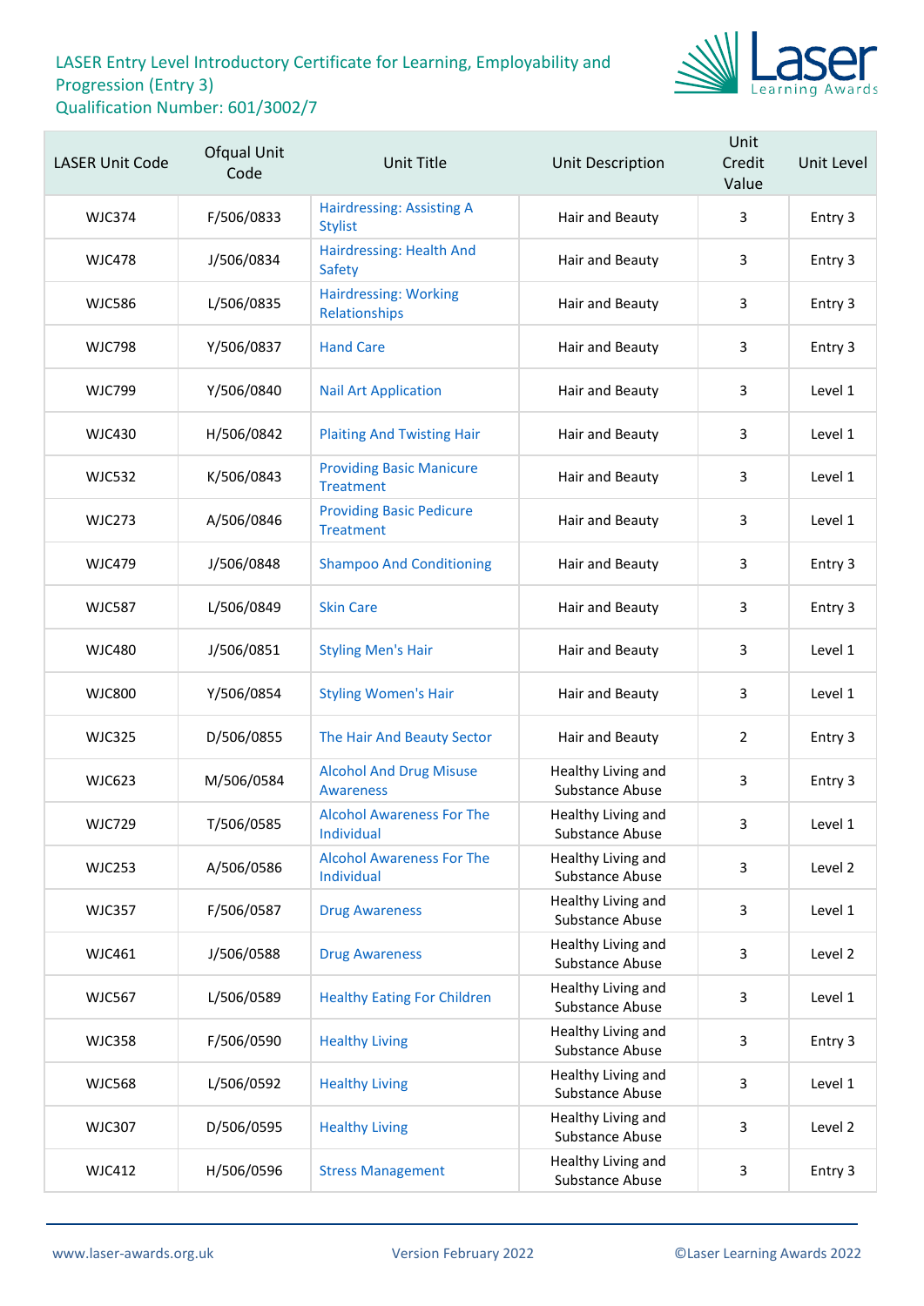LASER Entry Level Introductory Certificate for Learning, Employability and Progression (Entry 3)
Qualification Number: 601/3002/7

| LASER Unit Code | Ofqual Unit Code | Unit Title | Unit Description | Unit Credit Value | Unit Level |
|---|---|---|---|---|---|
| WJC374 | F/506/0833 | Hairdressing: Assisting A Stylist | Hair and Beauty | 3 | Entry 3 |
| WJC478 | J/506/0834 | Hairdressing: Health And Safety | Hair and Beauty | 3 | Entry 3 |
| WJC586 | L/506/0835 | Hairdressing: Working Relationships | Hair and Beauty | 3 | Entry 3 |
| WJC798 | Y/506/0837 | Hand Care | Hair and Beauty | 3 | Entry 3 |
| WJC799 | Y/506/0840 | Nail Art Application | Hair and Beauty | 3 | Level 1 |
| WJC430 | H/506/0842 | Plaiting And Twisting Hair | Hair and Beauty | 3 | Level 1 |
| WJC532 | K/506/0843 | Providing Basic Manicure Treatment | Hair and Beauty | 3 | Level 1 |
| WJC273 | A/506/0846 | Providing Basic Pedicure Treatment | Hair and Beauty | 3 | Level 1 |
| WJC479 | J/506/0848 | Shampoo And Conditioning | Hair and Beauty | 3 | Entry 3 |
| WJC587 | L/506/0849 | Skin Care | Hair and Beauty | 3 | Entry 3 |
| WJC480 | J/506/0851 | Styling Men's Hair | Hair and Beauty | 3 | Level 1 |
| WJC800 | Y/506/0854 | Styling Women's Hair | Hair and Beauty | 3 | Level 1 |
| WJC325 | D/506/0855 | The Hair And Beauty Sector | Hair and Beauty | 2 | Entry 3 |
| WJC623 | M/506/0584 | Alcohol And Drug Misuse Awareness | Healthy Living and Substance Abuse | 3 | Entry 3 |
| WJC729 | T/506/0585 | Alcohol Awareness For The Individual | Healthy Living and Substance Abuse | 3 | Level 1 |
| WJC253 | A/506/0586 | Alcohol Awareness For The Individual | Healthy Living and Substance Abuse | 3 | Level 2 |
| WJC357 | F/506/0587 | Drug Awareness | Healthy Living and Substance Abuse | 3 | Level 1 |
| WJC461 | J/506/0588 | Drug Awareness | Healthy Living and Substance Abuse | 3 | Level 2 |
| WJC567 | L/506/0589 | Healthy Eating For Children | Healthy Living and Substance Abuse | 3 | Level 1 |
| WJC358 | F/506/0590 | Healthy Living | Healthy Living and Substance Abuse | 3 | Entry 3 |
| WJC568 | L/506/0592 | Healthy Living | Healthy Living and Substance Abuse | 3 | Level 1 |
| WJC307 | D/506/0595 | Healthy Living | Healthy Living and Substance Abuse | 3 | Level 2 |
| WJC412 | H/506/0596 | Stress Management | Healthy Living and Substance Abuse | 3 | Entry 3 |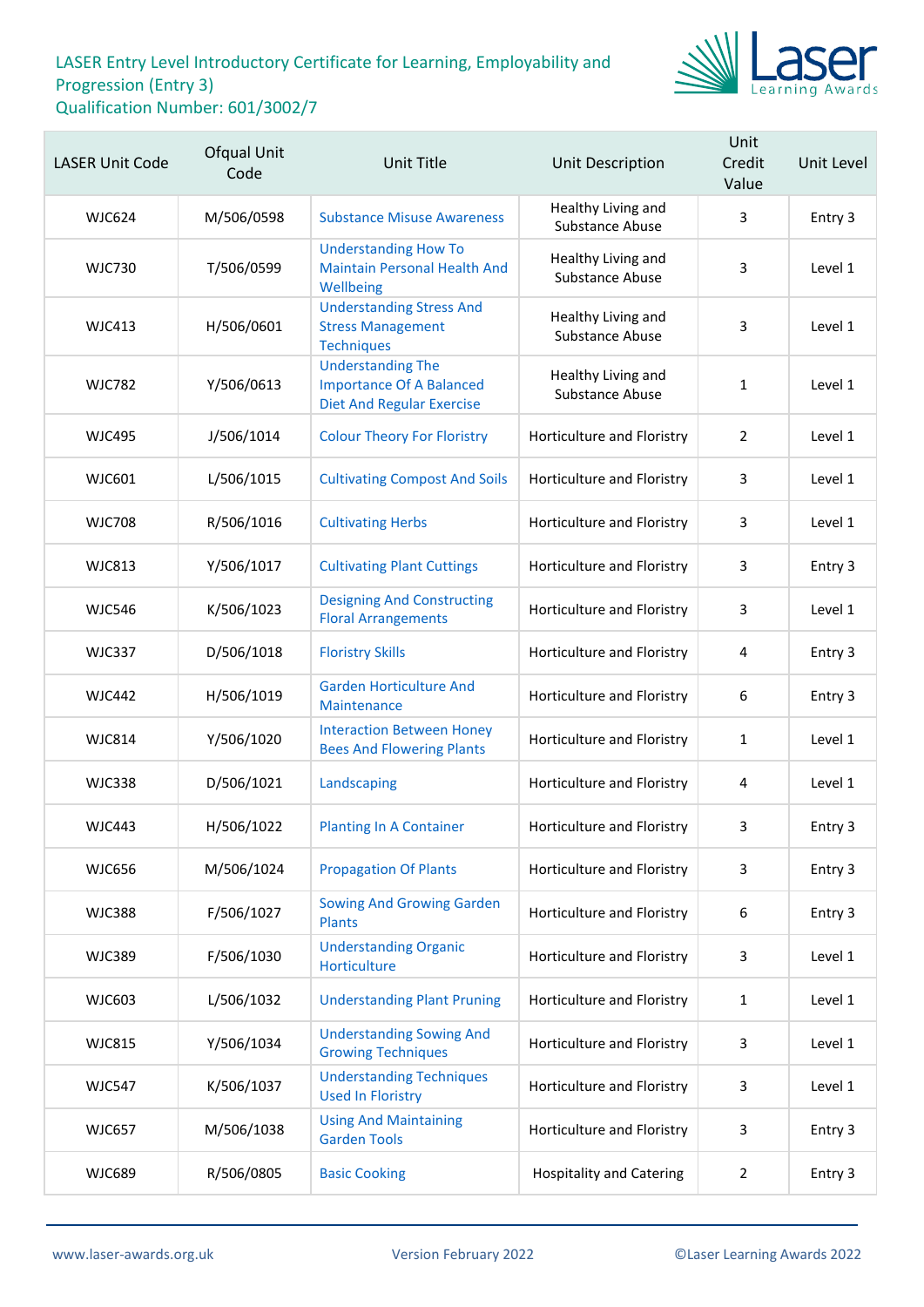LASER Entry Level Introductory Certificate for Learning, Employability and Progression (Entry 3)
Qualification Number: 601/3002/7

| LASER Unit Code | Ofqual Unit Code | Unit Title | Unit Description | Unit Credit Value | Unit Level |
|---|---|---|---|---|---|
| WJC624 | M/506/0598 | Substance Misuse Awareness | Healthy Living and Substance Abuse | 3 | Entry 3 |
| WJC730 | T/506/0599 | Understanding How To Maintain Personal Health And Wellbeing | Healthy Living and Substance Abuse | 3 | Level 1 |
| WJC413 | H/506/0601 | Understanding Stress And Stress Management Techniques | Healthy Living and Substance Abuse | 3 | Level 1 |
| WJC782 | Y/506/0613 | Understanding The Importance Of A Balanced Diet And Regular Exercise | Healthy Living and Substance Abuse | 1 | Level 1 |
| WJC495 | J/506/1014 | Colour Theory For Floristry | Horticulture and Floristry | 2 | Level 1 |
| WJC601 | L/506/1015 | Cultivating Compost And Soils | Horticulture and Floristry | 3 | Level 1 |
| WJC708 | R/506/1016 | Cultivating Herbs | Horticulture and Floristry | 3 | Level 1 |
| WJC813 | Y/506/1017 | Cultivating Plant Cuttings | Horticulture and Floristry | 3 | Entry 3 |
| WJC546 | K/506/1023 | Designing And Constructing Floral Arrangements | Horticulture and Floristry | 3 | Level 1 |
| WJC337 | D/506/1018 | Floristry Skills | Horticulture and Floristry | 4 | Entry 3 |
| WJC442 | H/506/1019 | Garden Horticulture And Maintenance | Horticulture and Floristry | 6 | Entry 3 |
| WJC814 | Y/506/1020 | Interaction Between Honey Bees And Flowering Plants | Horticulture and Floristry | 1 | Level 1 |
| WJC338 | D/506/1021 | Landscaping | Horticulture and Floristry | 4 | Level 1 |
| WJC443 | H/506/1022 | Planting In A Container | Horticulture and Floristry | 3 | Entry 3 |
| WJC656 | M/506/1024 | Propagation Of Plants | Horticulture and Floristry | 3 | Entry 3 |
| WJC388 | F/506/1027 | Sowing And Growing Garden Plants | Horticulture and Floristry | 6 | Entry 3 |
| WJC389 | F/506/1030 | Understanding Organic Horticulture | Horticulture and Floristry | 3 | Level 1 |
| WJC603 | L/506/1032 | Understanding Plant Pruning | Horticulture and Floristry | 1 | Level 1 |
| WJC815 | Y/506/1034 | Understanding Sowing And Growing Techniques | Horticulture and Floristry | 3 | Level 1 |
| WJC547 | K/506/1037 | Understanding Techniques Used In Floristry | Horticulture and Floristry | 3 | Level 1 |
| WJC657 | M/506/1038 | Using And Maintaining Garden Tools | Horticulture and Floristry | 3 | Entry 3 |
| WJC689 | R/506/0805 | Basic Cooking | Hospitality and Catering | 2 | Entry 3 |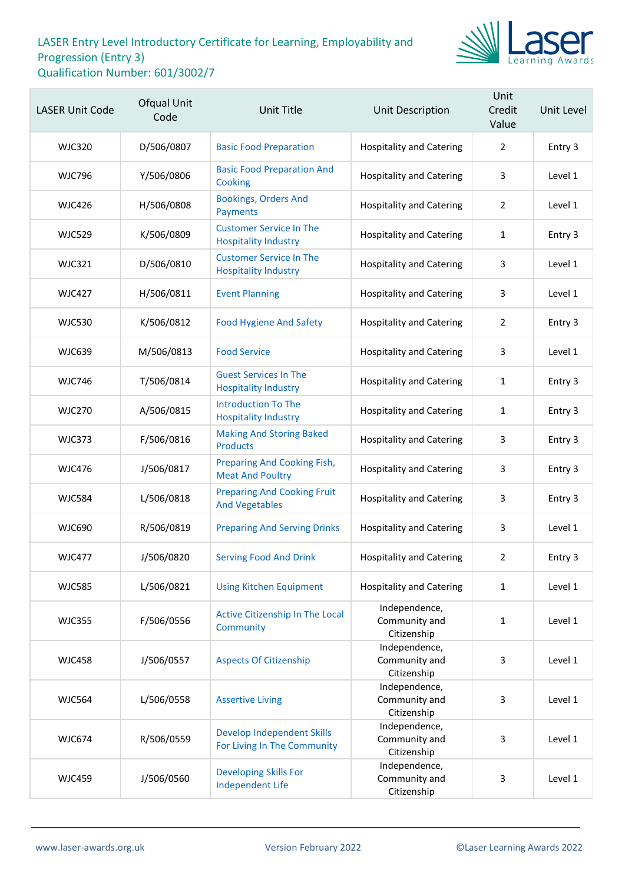# LASER Entry Level Introductory Certificate for Learning, Employability and Progression (Entry 3)
Qualification Number: 601/3002/7

| LASER Unit Code | Ofqual Unit Code | Unit Title | Unit Description | Unit Credit Value | Unit Level |
|---|---|---|---|---|---|
| WJC320 | D/506/0807 | Basic Food Preparation | Hospitality and Catering | 2 | Entry 3 |
| WJC796 | Y/506/0806 | Basic Food Preparation And Cooking | Hospitality and Catering | 3 | Level 1 |
| WJC426 | H/506/0808 | Bookings, Orders And Payments | Hospitality and Catering | 2 | Level 1 |
| WJC529 | K/506/0809 | Customer Service In The Hospitality Industry | Hospitality and Catering | 1 | Entry 3 |
| WJC321 | D/506/0810 | Customer Service In The Hospitality Industry | Hospitality and Catering | 3 | Level 1 |
| WJC427 | H/506/0811 | Event Planning | Hospitality and Catering | 3 | Level 1 |
| WJC530 | K/506/0812 | Food Hygiene And Safety | Hospitality and Catering | 2 | Entry 3 |
| WJC639 | M/506/0813 | Food Service | Hospitality and Catering | 3 | Level 1 |
| WJC746 | T/506/0814 | Guest Services In The Hospitality Industry | Hospitality and Catering | 1 | Entry 3 |
| WJC270 | A/506/0815 | Introduction To The Hospitality Industry | Hospitality and Catering | 1 | Entry 3 |
| WJC373 | F/506/0816 | Making And Storing Baked Products | Hospitality and Catering | 3 | Entry 3 |
| WJC476 | J/506/0817 | Preparing And Cooking Fish, Meat And Poultry | Hospitality and Catering | 3 | Entry 3 |
| WJC584 | L/506/0818 | Preparing And Cooking Fruit And Vegetables | Hospitality and Catering | 3 | Entry 3 |
| WJC690 | R/506/0819 | Preparing And Serving Drinks | Hospitality and Catering | 3 | Level 1 |
| WJC477 | J/506/0820 | Serving Food And Drink | Hospitality and Catering | 2 | Entry 3 |
| WJC585 | L/506/0821 | Using Kitchen Equipment | Hospitality and Catering | 1 | Level 1 |
| WJC355 | F/506/0556 | Active Citizenship In The Local Community | Independence, Community and Citizenship | 1 | Level 1 |
| WJC458 | J/506/0557 | Aspects Of Citizenship | Independence, Community and Citizenship | 3 | Level 1 |
| WJC564 | L/506/0558 | Assertive Living | Independence, Community and Citizenship | 3 | Level 1 |
| WJC674 | R/506/0559 | Develop Independent Skills For Living In The Community | Independence, Community and Citizenship | 3 | Level 1 |
| WJC459 | J/506/0560 | Developing Skills For Independent Life | Independence, Community and Citizenship | 3 | Level 1 |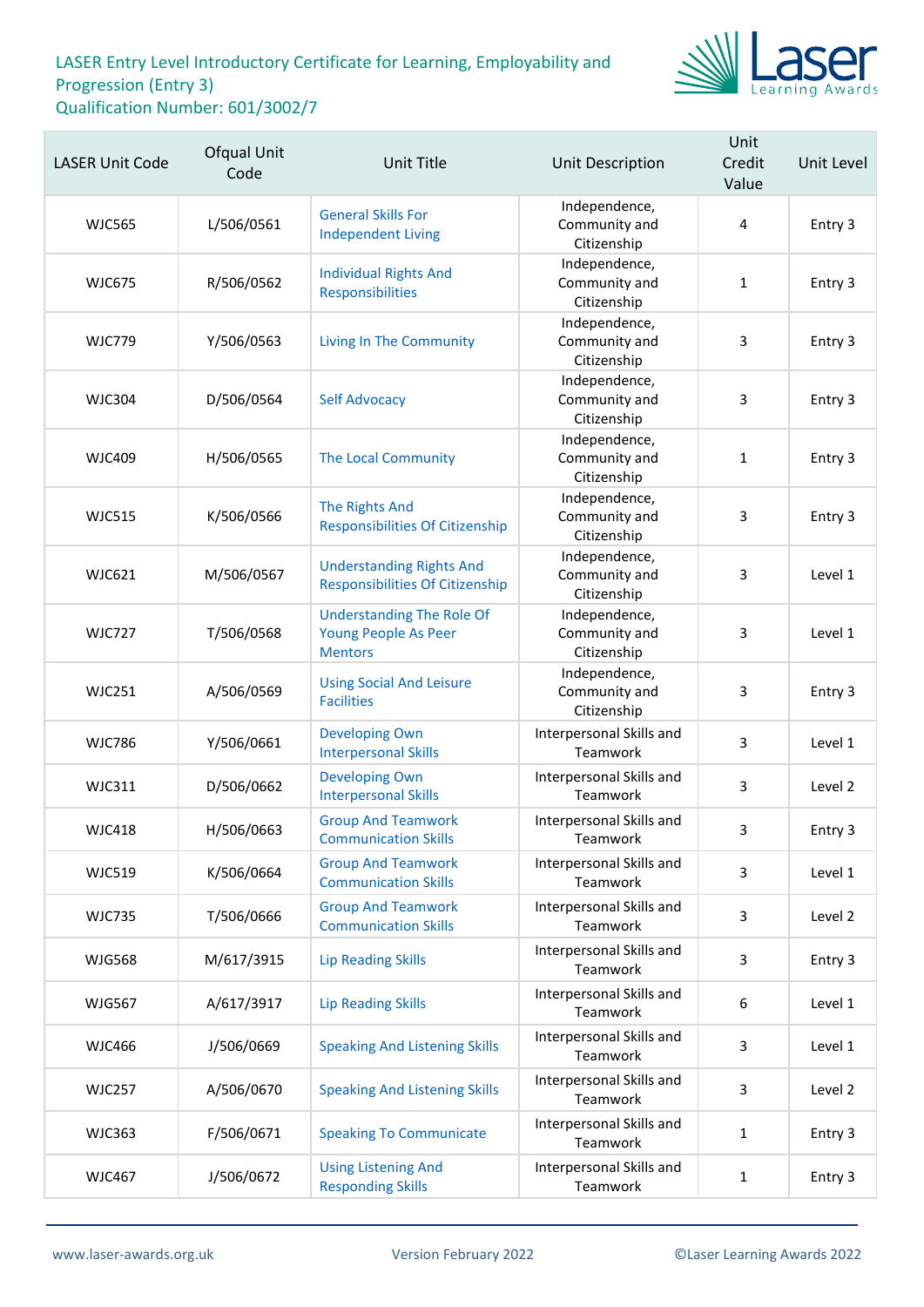# LASER Entry Level Introductory Certificate for Learning, Employability and Progression (Entry 3)
Qualification Number: 601/3002/7

| LASER Unit Code | Ofqual Unit Code | Unit Title | Unit Description | Unit Credit Value | Unit Level |
|---|---|---|---|---|---|
| WJC565 | L/506/0561 | General Skills For Independent Living | Independence, Community and Citizenship | 4 | Entry 3 |
| WJC675 | R/506/0562 | Individual Rights And Responsibilities | Independence, Community and Citizenship | 1 | Entry 3 |
| WJC779 | Y/506/0563 | Living In The Community | Independence, Community and Citizenship | 3 | Entry 3 |
| WJC304 | D/506/0564 | Self Advocacy | Independence, Community and Citizenship | 3 | Entry 3 |
| WJC409 | H/506/0565 | The Local Community | Independence, Community and Citizenship | 1 | Entry 3 |
| WJC515 | K/506/0566 | The Rights And Responsibilities Of Citizenship | Independence, Community and Citizenship | 3 | Entry 3 |
| WJC621 | M/506/0567 | Understanding Rights And Responsibilities Of Citizenship | Independence, Community and Citizenship | 3 | Level 1 |
| WJC727 | T/506/0568 | Understanding The Role Of Young People As Peer Mentors | Independence, Community and Citizenship | 3 | Level 1 |
| WJC251 | A/506/0569 | Using Social And Leisure Facilities | Independence, Community and Citizenship | 3 | Entry 3 |
| WJC786 | Y/506/0661 | Developing Own Interpersonal Skills | Interpersonal Skills and Teamwork | 3 | Level 1 |
| WJC311 | D/506/0662 | Developing Own Interpersonal Skills | Interpersonal Skills and Teamwork | 3 | Level 2 |
| WJC418 | H/506/0663 | Group And Teamwork Communication Skills | Interpersonal Skills and Teamwork | 3 | Entry 3 |
| WJC519 | K/506/0664 | Group And Teamwork Communication Skills | Interpersonal Skills and Teamwork | 3 | Level 1 |
| WJC735 | T/506/0666 | Group And Teamwork Communication Skills | Interpersonal Skills and Teamwork | 3 | Level 2 |
| WJG568 | M/617/3915 | Lip Reading Skills | Interpersonal Skills and Teamwork | 3 | Entry 3 |
| WJG567 | A/617/3917 | Lip Reading Skills | Interpersonal Skills and Teamwork | 6 | Level 1 |
| WJC466 | J/506/0669 | Speaking And Listening Skills | Interpersonal Skills and Teamwork | 3 | Level 1 |
| WJC257 | A/506/0670 | Speaking And Listening Skills | Interpersonal Skills and Teamwork | 3 | Level 2 |
| WJC363 | F/506/0671 | Speaking To Communicate | Interpersonal Skills and Teamwork | 1 | Entry 3 |
| WJC467 | J/506/0672 | Using Listening And Responding Skills | Interpersonal Skills and Teamwork | 1 | Entry 3 |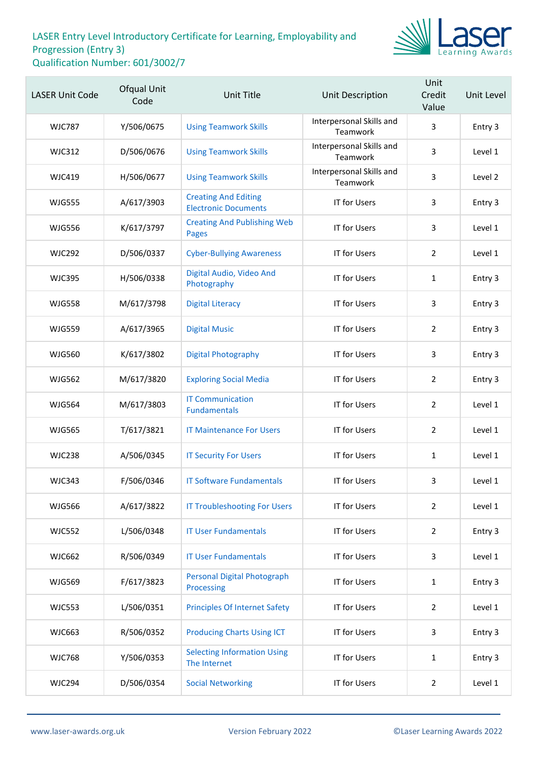# LASER Entry Level Introductory Certificate for Learning, Employability and Progression (Entry 3)
Qualification Number: 601/3002/7

| LASER Unit Code | Ofqual Unit Code | Unit Title | Unit Description | Unit Credit Value | Unit Level |
|---|---|---|---|---|---|
| WJC787 | Y/506/0675 | Using Teamwork Skills | Interpersonal Skills and Teamwork | 3 | Entry 3 |
| WJC312 | D/506/0676 | Using Teamwork Skills | Interpersonal Skills and Teamwork | 3 | Level 1 |
| WJC419 | H/506/0677 | Using Teamwork Skills | Interpersonal Skills and Teamwork | 3 | Level 2 |
| WJG555 | A/617/3903 | Creating And Editing Electronic Documents | IT for Users | 3 | Entry 3 |
| WJG556 | K/617/3797 | Creating And Publishing Web Pages | IT for Users | 3 | Level 1 |
| WJC292 | D/506/0337 | Cyber-Bullying Awareness | IT for Users | 2 | Level 1 |
| WJC395 | H/506/0338 | Digital Audio, Video And Photography | IT for Users | 1 | Entry 3 |
| WJG558 | M/617/3798 | Digital Literacy | IT for Users | 3 | Entry 3 |
| WJG559 | A/617/3965 | Digital Music | IT for Users | 2 | Entry 3 |
| WJG560 | K/617/3802 | Digital Photography | IT for Users | 3 | Entry 3 |
| WJG562 | M/617/3820 | Exploring Social Media | IT for Users | 2 | Entry 3 |
| WJG564 | M/617/3803 | IT Communication Fundamentals | IT for Users | 2 | Level 1 |
| WJG565 | T/617/3821 | IT Maintenance For Users | IT for Users | 2 | Level 1 |
| WJC238 | A/506/0345 | IT Security For Users | IT for Users | 1 | Level 1 |
| WJC343 | F/506/0346 | IT Software Fundamentals | IT for Users | 3 | Level 1 |
| WJG566 | A/617/3822 | IT Troubleshooting For Users | IT for Users | 2 | Level 1 |
| WJC552 | L/506/0348 | IT User Fundamentals | IT for Users | 2 | Entry 3 |
| WJC662 | R/506/0349 | IT User Fundamentals | IT for Users | 3 | Level 1 |
| WJG569 | F/617/3823 | Personal Digital Photograph Processing | IT for Users | 1 | Entry 3 |
| WJC553 | L/506/0351 | Principles Of Internet Safety | IT for Users | 2 | Level 1 |
| WJC663 | R/506/0352 | Producing Charts Using ICT | IT for Users | 3 | Entry 3 |
| WJC768 | Y/506/0353 | Selecting Information Using The Internet | IT for Users | 1 | Entry 3 |
| WJC294 | D/506/0354 | Social Networking | IT for Users | 2 | Level 1 |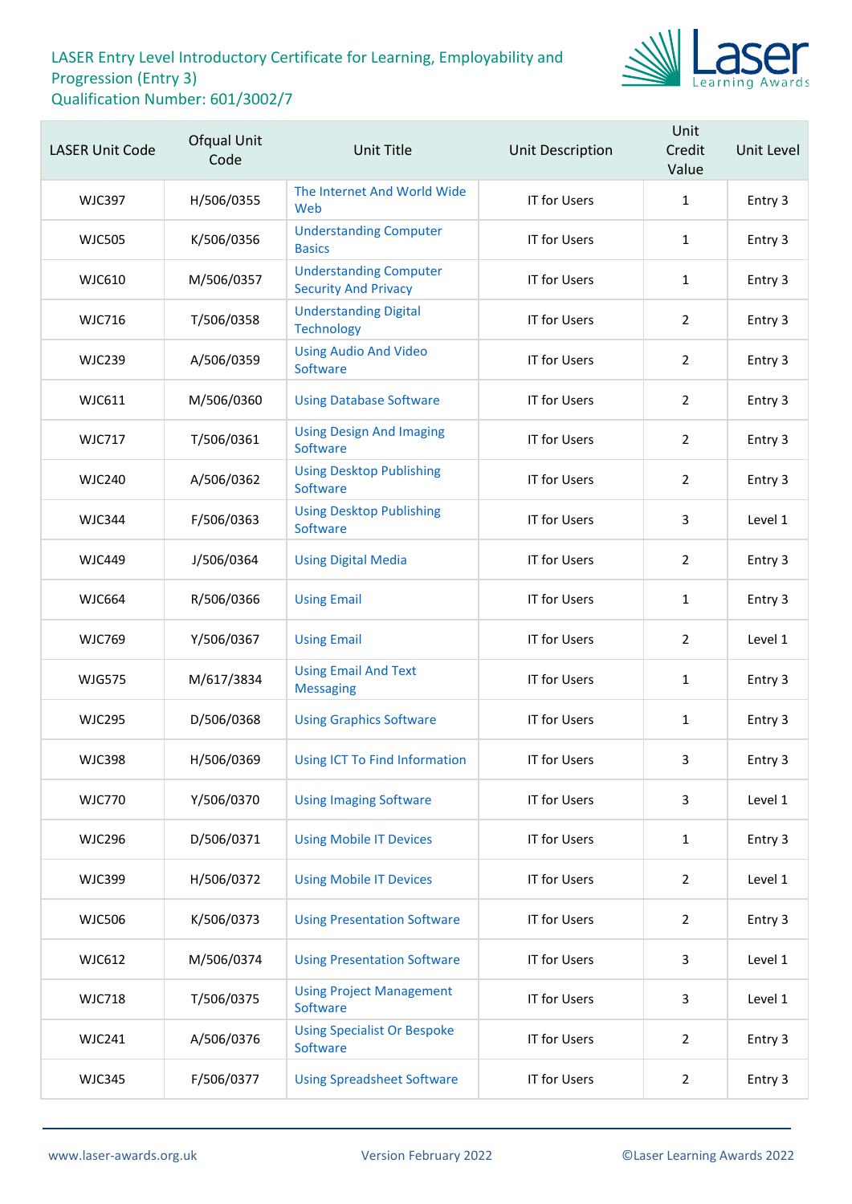# LASER Entry Level Introductory Certificate for Learning, Employability and Progression (Entry 3)
Qualification Number: 601/3002/7

| LASER Unit Code | Ofqual Unit Code | Unit Title | Unit Description | Unit Credit Value | Unit Level |
|---|---|---|---|---|---|
| WJC397 | H/506/0355 | The Internet And World Wide Web | IT for Users | 1 | Entry 3 |
| WJC505 | K/506/0356 | Understanding Computer Basics | IT for Users | 1 | Entry 3 |
| WJC610 | M/506/0357 | Understanding Computer Security And Privacy | IT for Users | 1 | Entry 3 |
| WJC716 | T/506/0358 | Understanding Digital Technology | IT for Users | 2 | Entry 3 |
| WJC239 | A/506/0359 | Using Audio And Video Software | IT for Users | 2 | Entry 3 |
| WJC611 | M/506/0360 | Using Database Software | IT for Users | 2 | Entry 3 |
| WJC717 | T/506/0361 | Using Design And Imaging Software | IT for Users | 2 | Entry 3 |
| WJC240 | A/506/0362 | Using Desktop Publishing Software | IT for Users | 2 | Entry 3 |
| WJC344 | F/506/0363 | Using Desktop Publishing Software | IT for Users | 3 | Level 1 |
| WJC449 | J/506/0364 | Using Digital Media | IT for Users | 2 | Entry 3 |
| WJC664 | R/506/0366 | Using Email | IT for Users | 1 | Entry 3 |
| WJC769 | Y/506/0367 | Using Email | IT for Users | 2 | Level 1 |
| WJG575 | M/617/3834 | Using Email And Text Messaging | IT for Users | 1 | Entry 3 |
| WJC295 | D/506/0368 | Using Graphics Software | IT for Users | 1 | Entry 3 |
| WJC398 | H/506/0369 | Using ICT To Find Information | IT for Users | 3 | Entry 3 |
| WJC770 | Y/506/0370 | Using Imaging Software | IT for Users | 3 | Level 1 |
| WJC296 | D/506/0371 | Using Mobile IT Devices | IT for Users | 1 | Entry 3 |
| WJC399 | H/506/0372 | Using Mobile IT Devices | IT for Users | 2 | Level 1 |
| WJC506 | K/506/0373 | Using Presentation Software | IT for Users | 2 | Entry 3 |
| WJC612 | M/506/0374 | Using Presentation Software | IT for Users | 3 | Level 1 |
| WJC718 | T/506/0375 | Using Project Management Software | IT for Users | 3 | Level 1 |
| WJC241 | A/506/0376 | Using Specialist Or Bespoke Software | IT for Users | 2 | Entry 3 |
| WJC345 | F/506/0377 | Using Spreadsheet Software | IT for Users | 2 | Entry 3 |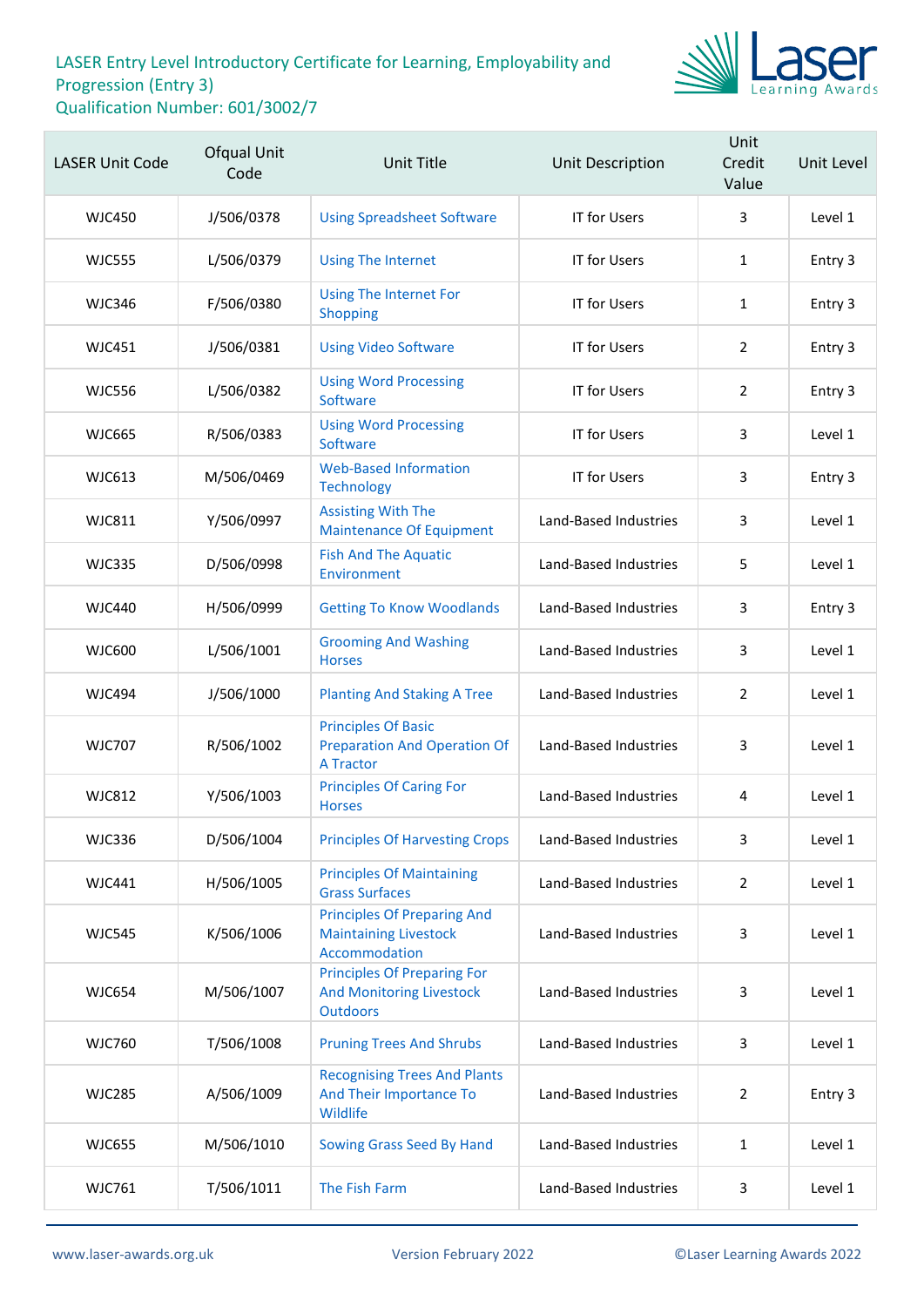# LASER Entry Level Introductory Certificate for Learning, Employability and Progression (Entry 3)
Qualification Number: 601/3002/7

| LASER Unit Code | Ofqual Unit Code | Unit Title | Unit Description | Unit Credit Value | Unit Level |
|---|---|---|---|---|---|
| WJC450 | J/506/0378 | Using Spreadsheet Software | IT for Users | 3 | Level 1 |
| WJC555 | L/506/0379 | Using The Internet | IT for Users | 1 | Entry 3 |
| WJC346 | F/506/0380 | Using The Internet For Shopping | IT for Users | 1 | Entry 3 |
| WJC451 | J/506/0381 | Using Video Software | IT for Users | 2 | Entry 3 |
| WJC556 | L/506/0382 | Using Word Processing Software | IT for Users | 2 | Entry 3 |
| WJC665 | R/506/0383 | Using Word Processing Software | IT for Users | 3 | Level 1 |
| WJC613 | M/506/0469 | Web-Based Information Technology | IT for Users | 3 | Entry 3 |
| WJC811 | Y/506/0997 | Assisting With The Maintenance Of Equipment | Land-Based Industries | 3 | Level 1 |
| WJC335 | D/506/0998 | Fish And The Aquatic Environment | Land-Based Industries | 5 | Level 1 |
| WJC440 | H/506/0999 | Getting To Know Woodlands | Land-Based Industries | 3 | Entry 3 |
| WJC600 | L/506/1001 | Grooming And Washing Horses | Land-Based Industries | 3 | Level 1 |
| WJC494 | J/506/1000 | Planting And Staking A Tree | Land-Based Industries | 2 | Level 1 |
| WJC707 | R/506/1002 | Principles Of Basic Preparation And Operation Of A Tractor | Land-Based Industries | 3 | Level 1 |
| WJC812 | Y/506/1003 | Principles Of Caring For Horses | Land-Based Industries | 4 | Level 1 |
| WJC336 | D/506/1004 | Principles Of Harvesting Crops | Land-Based Industries | 3 | Level 1 |
| WJC441 | H/506/1005 | Principles Of Maintaining Grass Surfaces | Land-Based Industries | 2 | Level 1 |
| WJC545 | K/506/1006 | Principles Of Preparing And Maintaining Livestock Accommodation | Land-Based Industries | 3 | Level 1 |
| WJC654 | M/506/1007 | Principles Of Preparing For And Monitoring Livestock Outdoors | Land-Based Industries | 3 | Level 1 |
| WJC760 | T/506/1008 | Pruning Trees And Shrubs | Land-Based Industries | 3 | Level 1 |
| WJC285 | A/506/1009 | Recognising Trees And Plants And Their Importance To Wildlife | Land-Based Industries | 2 | Entry 3 |
| WJC655 | M/506/1010 | Sowing Grass Seed By Hand | Land-Based Industries | 1 | Level 1 |
| WJC761 | T/506/1011 | The Fish Farm | Land-Based Industries | 3 | Level 1 |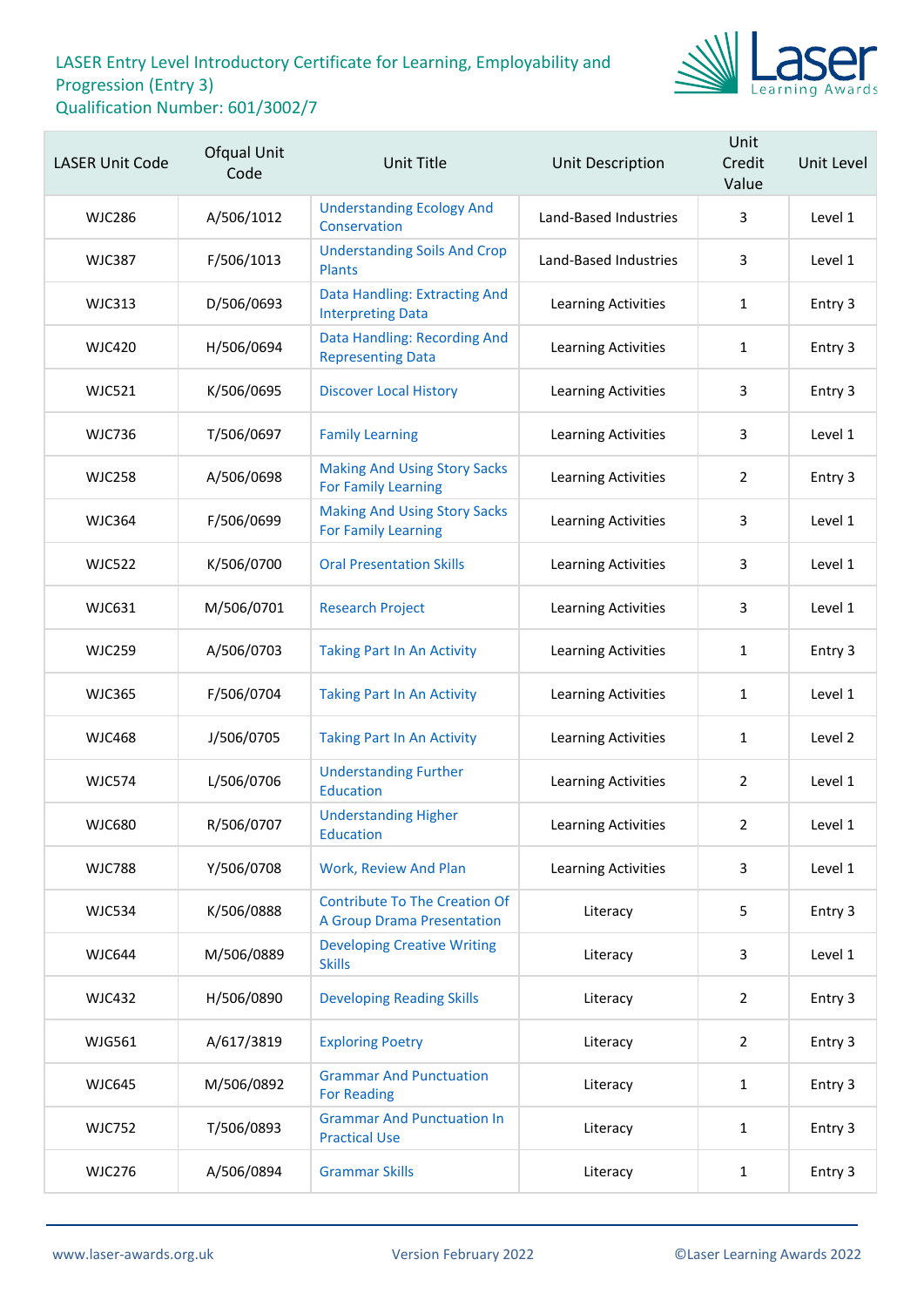LASER Entry Level Introductory Certificate for Learning, Employability and Progression (Entry 3)
Qualification Number: 601/3002/7

| LASER Unit Code | Ofqual Unit Code | Unit Title | Unit Description | Unit Credit Value | Unit Level |
|---|---|---|---|---|---|
| WJC286 | A/506/1012 | Understanding Ecology And Conservation | Land-Based Industries | 3 | Level 1 |
| WJC387 | F/506/1013 | Understanding Soils And Crop Plants | Land-Based Industries | 3 | Level 1 |
| WJC313 | D/506/0693 | Data Handling: Extracting And Interpreting Data | Learning Activities | 1 | Entry 3 |
| WJC420 | H/506/0694 | Data Handling: Recording And Representing Data | Learning Activities | 1 | Entry 3 |
| WJC521 | K/506/0695 | Discover Local History | Learning Activities | 3 | Entry 3 |
| WJC736 | T/506/0697 | Family Learning | Learning Activities | 3 | Level 1 |
| WJC258 | A/506/0698 | Making And Using Story Sacks For Family Learning | Learning Activities | 2 | Entry 3 |
| WJC364 | F/506/0699 | Making And Using Story Sacks For Family Learning | Learning Activities | 3 | Level 1 |
| WJC522 | K/506/0700 | Oral Presentation Skills | Learning Activities | 3 | Level 1 |
| WJC631 | M/506/0701 | Research Project | Learning Activities | 3 | Level 1 |
| WJC259 | A/506/0703 | Taking Part In An Activity | Learning Activities | 1 | Entry 3 |
| WJC365 | F/506/0704 | Taking Part In An Activity | Learning Activities | 1 | Level 1 |
| WJC468 | J/506/0705 | Taking Part In An Activity | Learning Activities | 1 | Level 2 |
| WJC574 | L/506/0706 | Understanding Further Education | Learning Activities | 2 | Level 1 |
| WJC680 | R/506/0707 | Understanding Higher Education | Learning Activities | 2 | Level 1 |
| WJC788 | Y/506/0708 | Work, Review And Plan | Learning Activities | 3 | Level 1 |
| WJC534 | K/506/0888 | Contribute To The Creation Of A Group Drama Presentation | Literacy | 5 | Entry 3 |
| WJC644 | M/506/0889 | Developing Creative Writing Skills | Literacy | 3 | Level 1 |
| WJC432 | H/506/0890 | Developing Reading Skills | Literacy | 2 | Entry 3 |
| WJG561 | A/617/3819 | Exploring Poetry | Literacy | 2 | Entry 3 |
| WJC645 | M/506/0892 | Grammar And Punctuation For Reading | Literacy | 1 | Entry 3 |
| WJC752 | T/506/0893 | Grammar And Punctuation In Practical Use | Literacy | 1 | Entry 3 |
| WJC276 | A/506/0894 | Grammar Skills | Literacy | 1 | Entry 3 |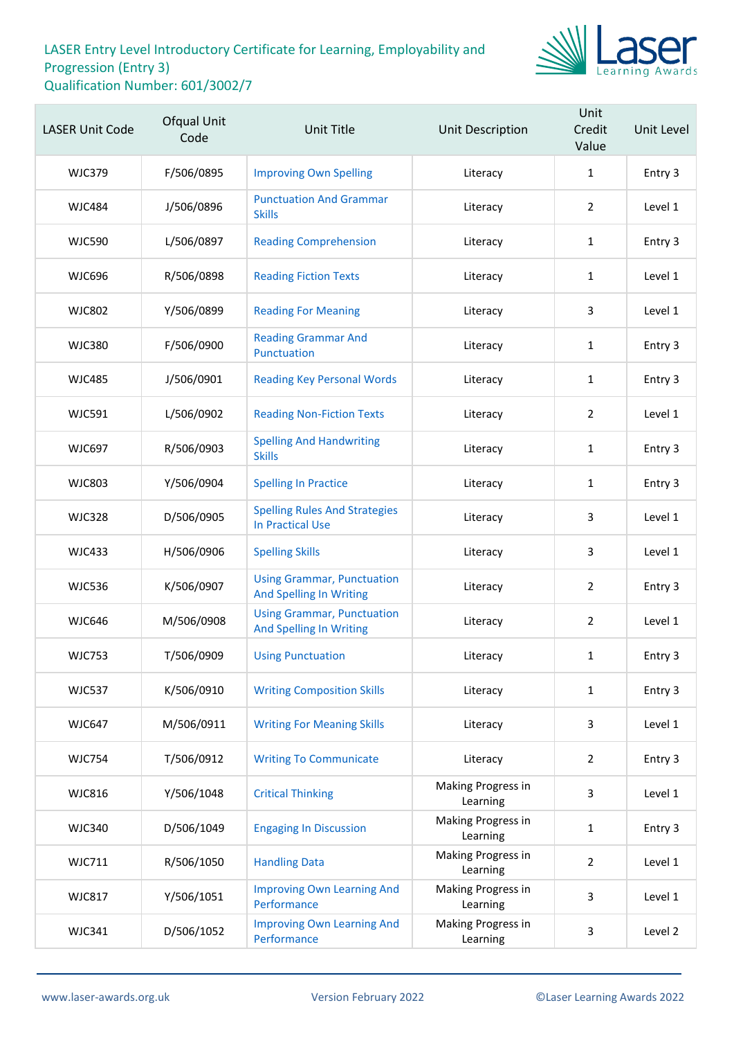# LASER Entry Level Introductory Certificate for Learning, Employability and Progression (Entry 3)
Qualification Number: 601/3002/7

| LASER Unit Code | Ofqual Unit Code | Unit Title | Unit Description | Unit Credit Value | Unit Level |
|---|---|---|---|---|---|
| WJC379 | F/506/0895 | Improving Own Spelling | Literacy | 1 | Entry 3 |
| WJC484 | J/506/0896 | Punctuation And Grammar Skills | Literacy | 2 | Level 1 |
| WJC590 | L/506/0897 | Reading Comprehension | Literacy | 1 | Entry 3 |
| WJC696 | R/506/0898 | Reading Fiction Texts | Literacy | 1 | Level 1 |
| WJC802 | Y/506/0899 | Reading For Meaning | Literacy | 3 | Level 1 |
| WJC380 | F/506/0900 | Reading Grammar And Punctuation | Literacy | 1 | Entry 3 |
| WJC485 | J/506/0901 | Reading Key Personal Words | Literacy | 1 | Entry 3 |
| WJC591 | L/506/0902 | Reading Non-Fiction Texts | Literacy | 2 | Level 1 |
| WJC697 | R/506/0903 | Spelling And Handwriting Skills | Literacy | 1 | Entry 3 |
| WJC803 | Y/506/0904 | Spelling In Practice | Literacy | 1 | Entry 3 |
| WJC328 | D/506/0905 | Spelling Rules And Strategies In Practical Use | Literacy | 3 | Level 1 |
| WJC433 | H/506/0906 | Spelling Skills | Literacy | 3 | Level 1 |
| WJC536 | K/506/0907 | Using Grammar, Punctuation And Spelling In Writing | Literacy | 2 | Entry 3 |
| WJC646 | M/506/0908 | Using Grammar, Punctuation And Spelling In Writing | Literacy | 2 | Level 1 |
| WJC753 | T/506/0909 | Using Punctuation | Literacy | 1 | Entry 3 |
| WJC537 | K/506/0910 | Writing Composition Skills | Literacy | 1 | Entry 3 |
| WJC647 | M/506/0911 | Writing For Meaning Skills | Literacy | 3 | Level 1 |
| WJC754 | T/506/0912 | Writing To Communicate | Literacy | 2 | Entry 3 |
| WJC816 | Y/506/1048 | Critical Thinking | Making Progress in Learning | 3 | Level 1 |
| WJC340 | D/506/1049 | Engaging In Discussion | Making Progress in Learning | 1 | Entry 3 |
| WJC711 | R/506/1050 | Handling Data | Making Progress in Learning | 2 | Level 1 |
| WJC817 | Y/506/1051 | Improving Own Learning And Performance | Making Progress in Learning | 3 | Level 1 |
| WJC341 | D/506/1052 | Improving Own Learning And Performance | Making Progress in Learning | 3 | Level 2 |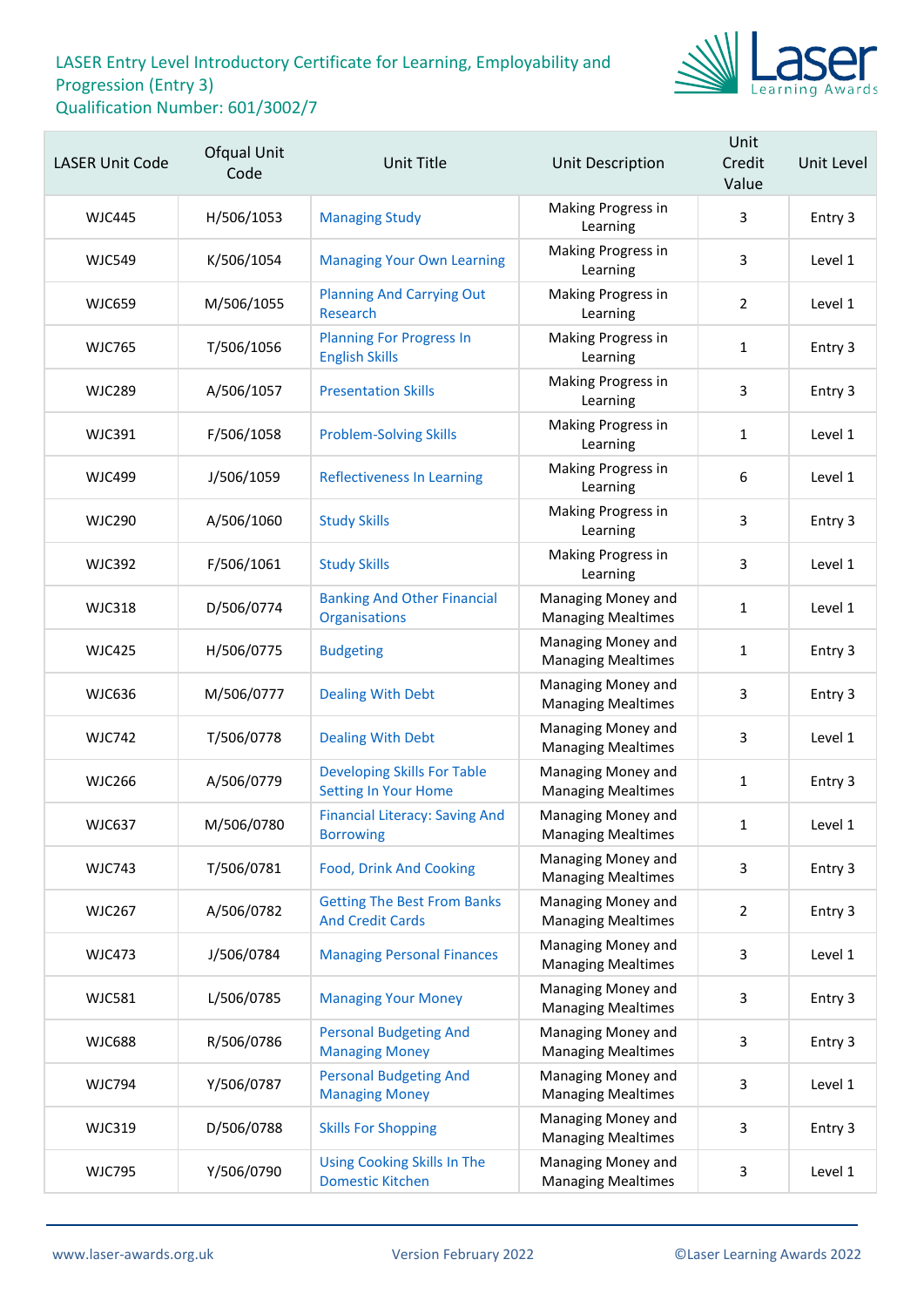LASER Entry Level Introductory Certificate for Learning, Employability and Progression (Entry 3)
Qualification Number: 601/3002/7

| LASER Unit Code | Ofqual Unit Code | Unit Title | Unit Description | Unit Credit Value | Unit Level |
|---|---|---|---|---|---|
| WJC445 | H/506/1053 | Managing Study | Making Progress in Learning | 3 | Entry 3 |
| WJC549 | K/506/1054 | Managing Your Own Learning | Making Progress in Learning | 3 | Level 1 |
| WJC659 | M/506/1055 | Planning And Carrying Out Research | Making Progress in Learning | 2 | Level 1 |
| WJC765 | T/506/1056 | Planning For Progress In English Skills | Making Progress in Learning | 1 | Entry 3 |
| WJC289 | A/506/1057 | Presentation Skills | Making Progress in Learning | 3 | Entry 3 |
| WJC391 | F/506/1058 | Problem-Solving Skills | Making Progress in Learning | 1 | Level 1 |
| WJC499 | J/506/1059 | Reflectiveness In Learning | Making Progress in Learning | 6 | Level 1 |
| WJC290 | A/506/1060 | Study Skills | Making Progress in Learning | 3 | Entry 3 |
| WJC392 | F/506/1061 | Study Skills | Making Progress in Learning | 3 | Level 1 |
| WJC318 | D/506/0774 | Banking And Other Financial Organisations | Managing Money and Managing Mealtimes | 1 | Level 1 |
| WJC425 | H/506/0775 | Budgeting | Managing Money and Managing Mealtimes | 1 | Entry 3 |
| WJC636 | M/506/0777 | Dealing With Debt | Managing Money and Managing Mealtimes | 3 | Entry 3 |
| WJC742 | T/506/0778 | Dealing With Debt | Managing Money and Managing Mealtimes | 3 | Level 1 |
| WJC266 | A/506/0779 | Developing Skills For Table Setting In Your Home | Managing Money and Managing Mealtimes | 1 | Entry 3 |
| WJC637 | M/506/0780 | Financial Literacy: Saving And Borrowing | Managing Money and Managing Mealtimes | 1 | Level 1 |
| WJC743 | T/506/0781 | Food, Drink And Cooking | Managing Money and Managing Mealtimes | 3 | Entry 3 |
| WJC267 | A/506/0782 | Getting The Best From Banks And Credit Cards | Managing Money and Managing Mealtimes | 2 | Entry 3 |
| WJC473 | J/506/0784 | Managing Personal Finances | Managing Money and Managing Mealtimes | 3 | Level 1 |
| WJC581 | L/506/0785 | Managing Your Money | Managing Money and Managing Mealtimes | 3 | Entry 3 |
| WJC688 | R/506/0786 | Personal Budgeting And Managing Money | Managing Money and Managing Mealtimes | 3 | Entry 3 |
| WJC794 | Y/506/0787 | Personal Budgeting And Managing Money | Managing Money and Managing Mealtimes | 3 | Level 1 |
| WJC319 | D/506/0788 | Skills For Shopping | Managing Money and Managing Mealtimes | 3 | Entry 3 |
| WJC795 | Y/506/0790 | Using Cooking Skills In The Domestic Kitchen | Managing Money and Managing Mealtimes | 3 | Level 1 |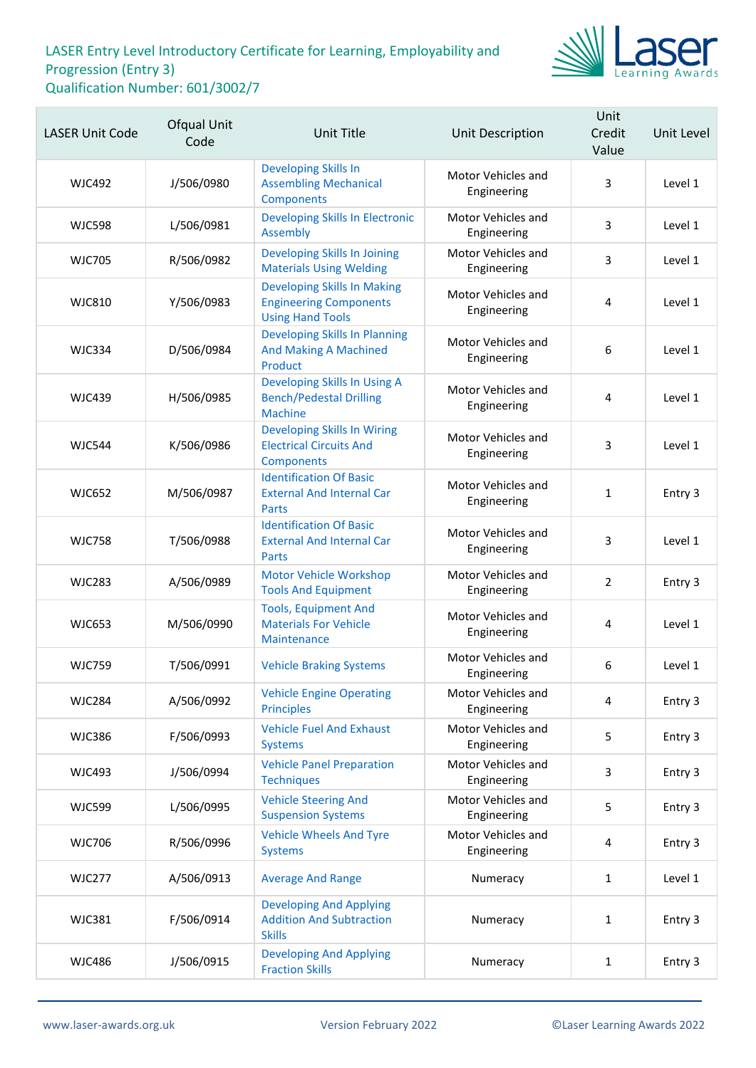# LASER Entry Level Introductory Certificate for Learning, Employability and Progression (Entry 3)
Qualification Number: 601/3002/7

| LASER Unit Code | Ofqual Unit Code | Unit Title | Unit Description | Unit Credit Value | Unit Level |
|---|---|---|---|---|---|
| WJC492 | J/506/0980 | Developing Skills In Assembling Mechanical Components | Motor Vehicles and Engineering | 3 | Level 1 |
| WJC598 | L/506/0981 | Developing Skills In Electronic Assembly | Motor Vehicles and Engineering | 3 | Level 1 |
| WJC705 | R/506/0982 | Developing Skills In Joining Materials Using Welding | Motor Vehicles and Engineering | 3 | Level 1 |
| WJC810 | Y/506/0983 | Developing Skills In Making Engineering Components Using Hand Tools | Motor Vehicles and Engineering | 4 | Level 1 |
| WJC334 | D/506/0984 | Developing Skills In Planning And Making A Machined Product | Motor Vehicles and Engineering | 6 | Level 1 |
| WJC439 | H/506/0985 | Developing Skills In Using A Bench/Pedestal Drilling Machine | Motor Vehicles and Engineering | 4 | Level 1 |
| WJC544 | K/506/0986 | Developing Skills In Wiring Electrical Circuits And Components | Motor Vehicles and Engineering | 3 | Level 1 |
| WJC652 | M/506/0987 | Identification Of Basic External And Internal Car Parts | Motor Vehicles and Engineering | 1 | Entry 3 |
| WJC758 | T/506/0988 | Identification Of Basic External And Internal Car Parts | Motor Vehicles and Engineering | 3 | Level 1 |
| WJC283 | A/506/0989 | Motor Vehicle Workshop Tools And Equipment | Motor Vehicles and Engineering | 2 | Entry 3 |
| WJC653 | M/506/0990 | Tools, Equipment And Materials For Vehicle Maintenance | Motor Vehicles and Engineering | 4 | Level 1 |
| WJC759 | T/506/0991 | Vehicle Braking Systems | Motor Vehicles and Engineering | 6 | Level 1 |
| WJC284 | A/506/0992 | Vehicle Engine Operating Principles | Motor Vehicles and Engineering | 4 | Entry 3 |
| WJC386 | F/506/0993 | Vehicle Fuel And Exhaust Systems | Motor Vehicles and Engineering | 5 | Entry 3 |
| WJC493 | J/506/0994 | Vehicle Panel Preparation Techniques | Motor Vehicles and Engineering | 3 | Entry 3 |
| WJC599 | L/506/0995 | Vehicle Steering And Suspension Systems | Motor Vehicles and Engineering | 5 | Entry 3 |
| WJC706 | R/506/0996 | Vehicle Wheels And Tyre Systems | Motor Vehicles and Engineering | 4 | Entry 3 |
| WJC277 | A/506/0913 | Average And Range | Numeracy | 1 | Level 1 |
| WJC381 | F/506/0914 | Developing And Applying Addition And Subtraction Skills | Numeracy | 1 | Entry 3 |
| WJC486 | J/506/0915 | Developing And Applying Fraction Skills | Numeracy | 1 | Entry 3 |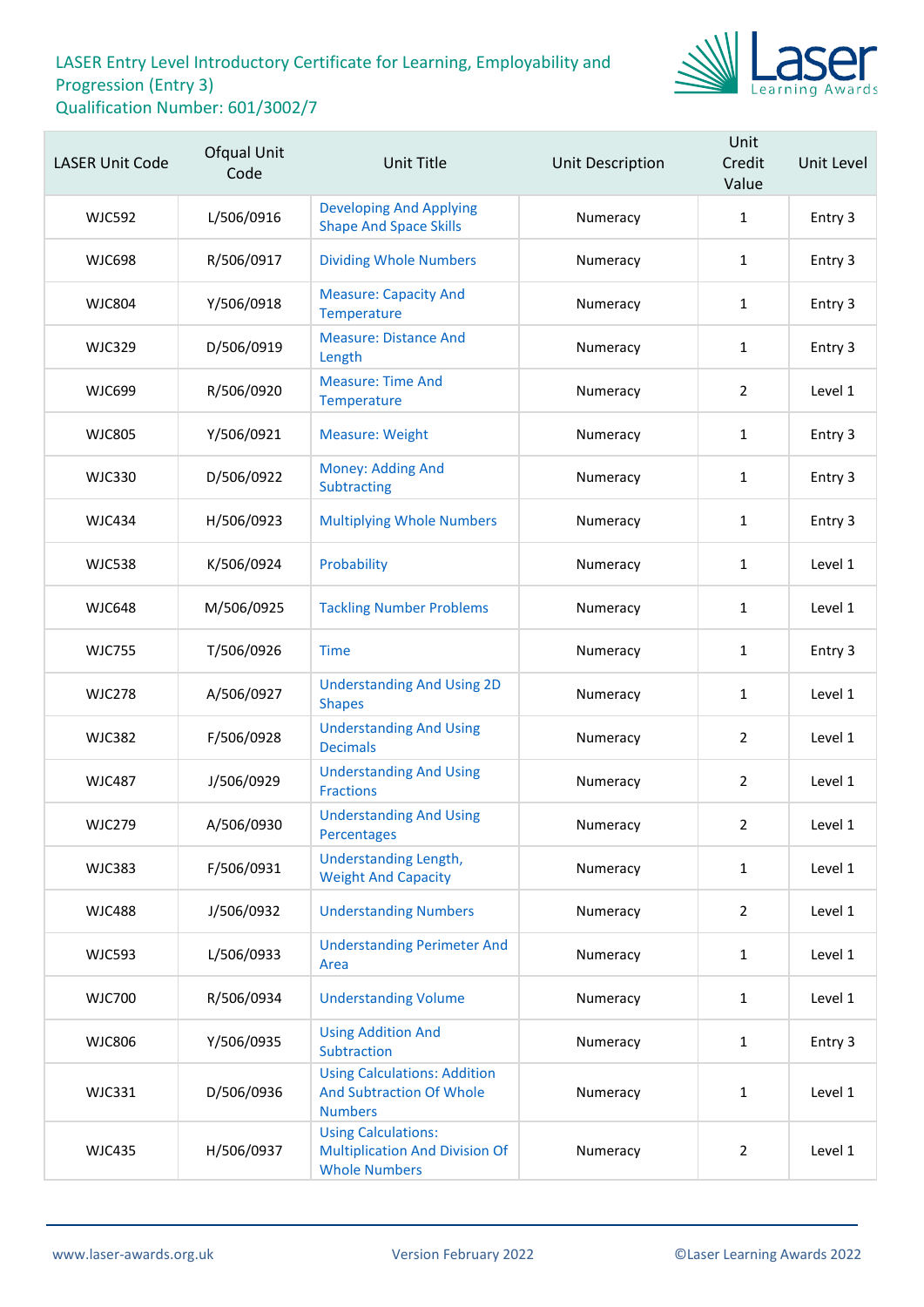LASER Entry Level Introductory Certificate for Learning, Employability and Progression (Entry 3)
Qualification Number: 601/3002/7

| LASER Unit Code | Ofqual Unit Code | Unit Title | Unit Description | Unit Credit Value | Unit Level |
|---|---|---|---|---|---|
| WJC592 | L/506/0916 | Developing And Applying Shape And Space Skills | Numeracy | 1 | Entry 3 |
| WJC698 | R/506/0917 | Dividing Whole Numbers | Numeracy | 1 | Entry 3 |
| WJC804 | Y/506/0918 | Measure: Capacity And Temperature | Numeracy | 1 | Entry 3 |
| WJC329 | D/506/0919 | Measure: Distance And Length | Numeracy | 1 | Entry 3 |
| WJC699 | R/506/0920 | Measure: Time And Temperature | Numeracy | 2 | Level 1 |
| WJC805 | Y/506/0921 | Measure: Weight | Numeracy | 1 | Entry 3 |
| WJC330 | D/506/0922 | Money: Adding And Subtracting | Numeracy | 1 | Entry 3 |
| WJC434 | H/506/0923 | Multiplying Whole Numbers | Numeracy | 1 | Entry 3 |
| WJC538 | K/506/0924 | Probability | Numeracy | 1 | Level 1 |
| WJC648 | M/506/0925 | Tackling Number Problems | Numeracy | 1 | Level 1 |
| WJC755 | T/506/0926 | Time | Numeracy | 1 | Entry 3 |
| WJC278 | A/506/0927 | Understanding And Using 2D Shapes | Numeracy | 1 | Level 1 |
| WJC382 | F/506/0928 | Understanding And Using Decimals | Numeracy | 2 | Level 1 |
| WJC487 | J/506/0929 | Understanding And Using Fractions | Numeracy | 2 | Level 1 |
| WJC279 | A/506/0930 | Understanding And Using Percentages | Numeracy | 2 | Level 1 |
| WJC383 | F/506/0931 | Understanding Length, Weight And Capacity | Numeracy | 1 | Level 1 |
| WJC488 | J/506/0932 | Understanding Numbers | Numeracy | 2 | Level 1 |
| WJC593 | L/506/0933 | Understanding Perimeter And Area | Numeracy | 1 | Level 1 |
| WJC700 | R/506/0934 | Understanding Volume | Numeracy | 1 | Level 1 |
| WJC806 | Y/506/0935 | Using Addition And Subtraction | Numeracy | 1 | Entry 3 |
| WJC331 | D/506/0936 | Using Calculations: Addition And Subtraction Of Whole Numbers | Numeracy | 1 | Level 1 |
| WJC435 | H/506/0937 | Using Calculations: Multiplication And Division Of Whole Numbers | Numeracy | 2 | Level 1 |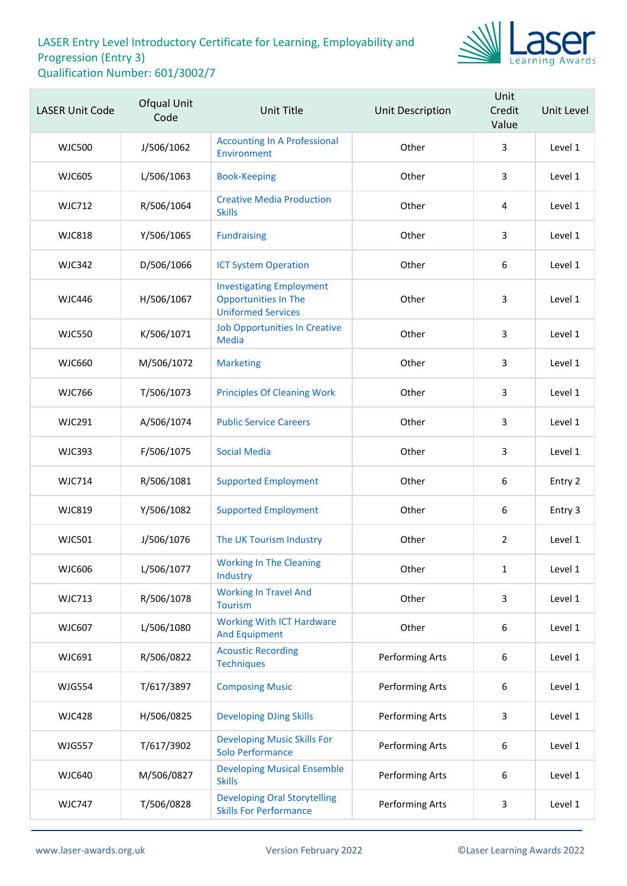# LASER Entry Level Introductory Certificate for Learning, Employability and Progression (Entry 3)
# Qualification Number: 601/3002/7

| LASER Unit Code | Ofqual Unit Code | Unit Title | Unit Description | Unit Credit Value | Unit Level |
|---|---|---|---|---|---|
| WJC500 | J/506/1062 | Accounting In A Professional Environment | Other | 3 | Level 1 |
| WJC605 | L/506/1063 | Book-Keeping | Other | 3 | Level 1 |
| WJC712 | R/506/1064 | Creative Media Production Skills | Other | 4 | Level 1 |
| WJC818 | Y/506/1065 | Fundraising | Other | 3 | Level 1 |
| WJC342 | D/506/1066 | ICT System Operation | Other | 6 | Level 1 |
| WJC446 | H/506/1067 | Investigating Employment Opportunities In The Uniformed Services | Other | 3 | Level 1 |
| WJC550 | K/506/1071 | Job Opportunities In Creative Media | Other | 3 | Level 1 |
| WJC660 | M/506/1072 | Marketing | Other | 3 | Level 1 |
| WJC766 | T/506/1073 | Principles Of Cleaning Work | Other | 3 | Level 1 |
| WJC291 | A/506/1074 | Public Service Careers | Other | 3 | Level 1 |
| WJC393 | F/506/1075 | Social Media | Other | 3 | Level 1 |
| WJC714 | R/506/1081 | Supported Employment | Other | 6 | Entry 2 |
| WJC819 | Y/506/1082 | Supported Employment | Other | 6 | Entry 3 |
| WJC501 | J/506/1076 | The UK Tourism Industry | Other | 2 | Level 1 |
| WJC606 | L/506/1077 | Working In The Cleaning Industry | Other | 1 | Level 1 |
| WJC713 | R/506/1078 | Working In Travel And Tourism | Other | 3 | Level 1 |
| WJC607 | L/506/1080 | Working With ICT Hardware And Equipment | Other | 6 | Level 1 |
| WJC691 | R/506/0822 | Acoustic Recording Techniques | Performing Arts | 6 | Level 1 |
| WJG554 | T/617/3897 | Composing Music | Performing Arts | 6 | Level 1 |
| WJC428 | H/506/0825 | Developing DJing Skills | Performing Arts | 3 | Level 1 |
| WJG557 | T/617/3902 | Developing Music Skills For Solo Performance | Performing Arts | 6 | Level 1 |
| WJC640 | M/506/0827 | Developing Musical Ensemble Skills | Performing Arts | 6 | Level 1 |
| WJC747 | T/506/0828 | Developing Oral Storytelling Skills For Performance | Performing Arts | 3 | Level 1 |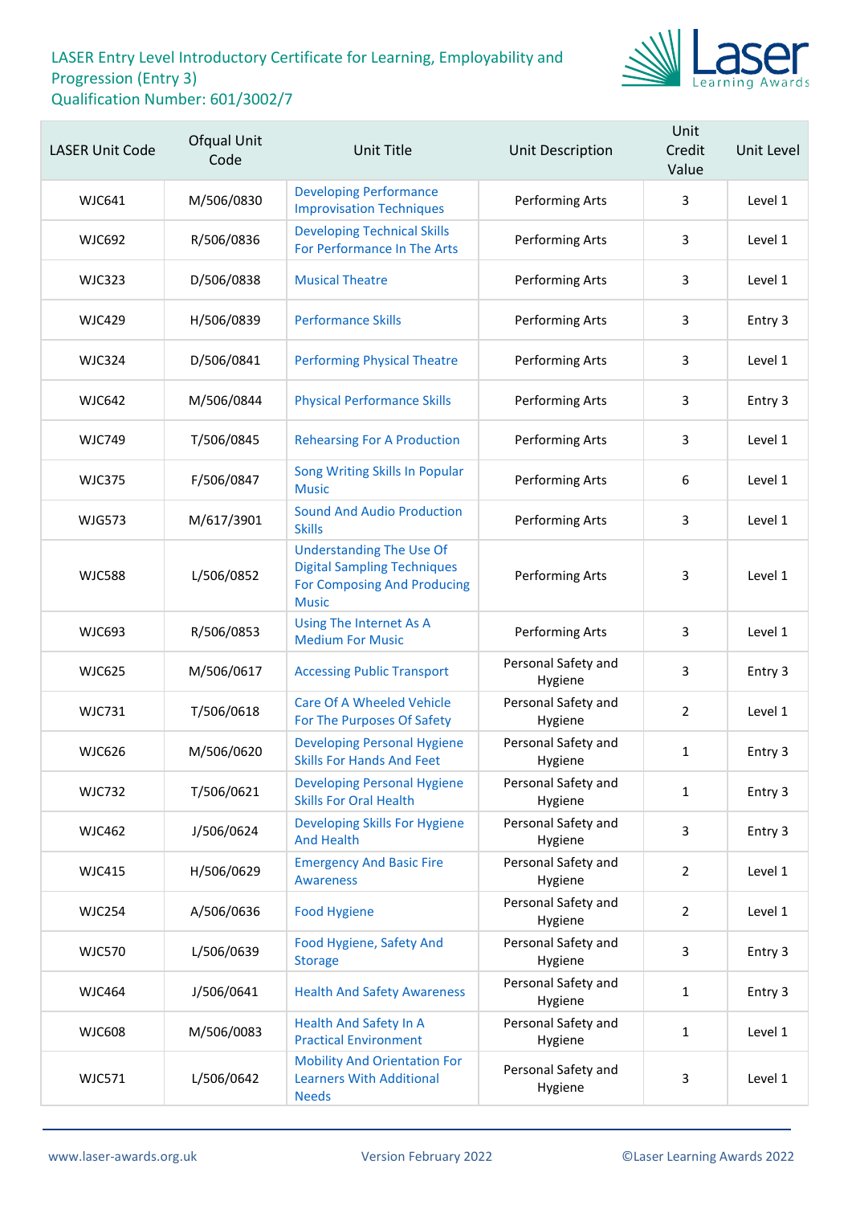# LASER Entry Level Introductory Certificate for Learning, Employability and Progression (Entry 3)
Qualification Number: 601/3002/7

| LASER Unit Code | Ofqual Unit Code | Unit Title | Unit Description | Unit Credit Value | Unit Level |
|---|---|---|---|---|---|
| WJC641 | M/506/0830 | Developing Performance Improvisation Techniques | Performing Arts | 3 | Level 1 |
| WJC692 | R/506/0836 | Developing Technical Skills For Performance In The Arts | Performing Arts | 3 | Level 1 |
| WJC323 | D/506/0838 | Musical Theatre | Performing Arts | 3 | Level 1 |
| WJC429 | H/506/0839 | Performance Skills | Performing Arts | 3 | Entry 3 |
| WJC324 | D/506/0841 | Performing Physical Theatre | Performing Arts | 3 | Level 1 |
| WJC642 | M/506/0844 | Physical Performance Skills | Performing Arts | 3 | Entry 3 |
| WJC749 | T/506/0845 | Rehearsing For A Production | Performing Arts | 3 | Level 1 |
| WJC375 | F/506/0847 | Song Writing Skills In Popular Music | Performing Arts | 6 | Level 1 |
| WJG573 | M/617/3901 | Sound And Audio Production Skills | Performing Arts | 3 | Level 1 |
| WJC588 | L/506/0852 | Understanding The Use Of Digital Sampling Techniques For Composing And Producing Music | Performing Arts | 3 | Level 1 |
| WJC693 | R/506/0853 | Using The Internet As A Medium For Music | Performing Arts | 3 | Level 1 |
| WJC625 | M/506/0617 | Accessing Public Transport | Personal Safety and Hygiene | 3 | Entry 3 |
| WJC731 | T/506/0618 | Care Of A Wheeled Vehicle For The Purposes Of Safety | Personal Safety and Hygiene | 2 | Level 1 |
| WJC626 | M/506/0620 | Developing Personal Hygiene Skills For Hands And Feet | Personal Safety and Hygiene | 1 | Entry 3 |
| WJC732 | T/506/0621 | Developing Personal Hygiene Skills For Oral Health | Personal Safety and Hygiene | 1 | Entry 3 |
| WJC462 | J/506/0624 | Developing Skills For Hygiene And Health | Personal Safety and Hygiene | 3 | Entry 3 |
| WJC415 | H/506/0629 | Emergency And Basic Fire Awareness | Personal Safety and Hygiene | 2 | Level 1 |
| WJC254 | A/506/0636 | Food Hygiene | Personal Safety and Hygiene | 2 | Level 1 |
| WJC570 | L/506/0639 | Food Hygiene, Safety And Storage | Personal Safety and Hygiene | 3 | Entry 3 |
| WJC464 | J/506/0641 | Health And Safety Awareness | Personal Safety and Hygiene | 1 | Entry 3 |
| WJC608 | M/506/0083 | Health And Safety In A Practical Environment | Personal Safety and Hygiene | 1 | Level 1 |
| WJC571 | L/506/0642 | Mobility And Orientation For Learners With Additional Needs | Personal Safety and Hygiene | 3 | Level 1 |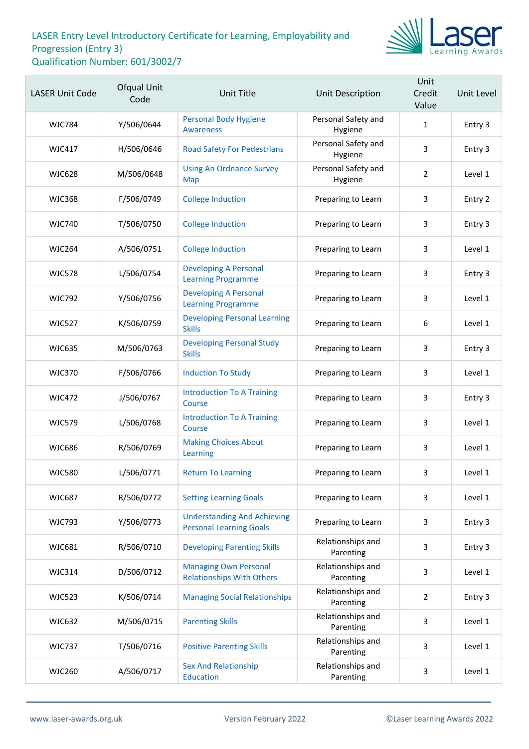LASER Entry Level Introductory Certificate for Learning, Employability and Progression (Entry 3)
Qualification Number: 601/3002/7

| LASER Unit Code | Ofqual Unit Code | Unit Title | Unit Description | Unit Credit Value | Unit Level |
|---|---|---|---|---|---|
| WJC784 | Y/506/0644 | Personal Body Hygiene Awareness | Personal Safety and Hygiene | 1 | Entry 3 |
| WJC417 | H/506/0646 | Road Safety For Pedestrians | Personal Safety and Hygiene | 3 | Entry 3 |
| WJC628 | M/506/0648 | Using An Ordnance Survey Map | Personal Safety and Hygiene | 2 | Level 1 |
| WJC368 | F/506/0749 | College Induction | Preparing to Learn | 3 | Entry 2 |
| WJC740 | T/506/0750 | College Induction | Preparing to Learn | 3 | Entry 3 |
| WJC264 | A/506/0751 | College Induction | Preparing to Learn | 3 | Level 1 |
| WJC578 | L/506/0754 | Developing A Personal Learning Programme | Preparing to Learn | 3 | Entry 3 |
| WJC792 | Y/506/0756 | Developing A Personal Learning Programme | Preparing to Learn | 3 | Level 1 |
| WJC527 | K/506/0759 | Developing Personal Learning Skills | Preparing to Learn | 6 | Level 1 |
| WJC635 | M/506/0763 | Developing Personal Study Skills | Preparing to Learn | 3 | Entry 3 |
| WJC370 | F/506/0766 | Induction To Study | Preparing to Learn | 3 | Level 1 |
| WJC472 | J/506/0767 | Introduction To A Training Course | Preparing to Learn | 3 | Entry 3 |
| WJC579 | L/506/0768 | Introduction To A Training Course | Preparing to Learn | 3 | Level 1 |
| WJC686 | R/506/0769 | Making Choices About Learning | Preparing to Learn | 3 | Level 1 |
| WJC580 | L/506/0771 | Return To Learning | Preparing to Learn | 3 | Level 1 |
| WJC687 | R/506/0772 | Setting Learning Goals | Preparing to Learn | 3 | Level 1 |
| WJC793 | Y/506/0773 | Understanding And Achieving Personal Learning Goals | Preparing to Learn | 3 | Entry 3 |
| WJC681 | R/506/0710 | Developing Parenting Skills | Relationships and Parenting | 3 | Entry 3 |
| WJC314 | D/506/0712 | Managing Own Personal Relationships With Others | Relationships and Parenting | 3 | Level 1 |
| WJC523 | K/506/0714 | Managing Social Relationships | Relationships and Parenting | 2 | Entry 3 |
| WJC632 | M/506/0715 | Parenting Skills | Relationships and Parenting | 3 | Level 1 |
| WJC737 | T/506/0716 | Positive Parenting Skills | Relationships and Parenting | 3 | Level 1 |
| WJC260 | A/506/0717 | Sex And Relationship Education | Relationships and Parenting | 3 | Level 1 |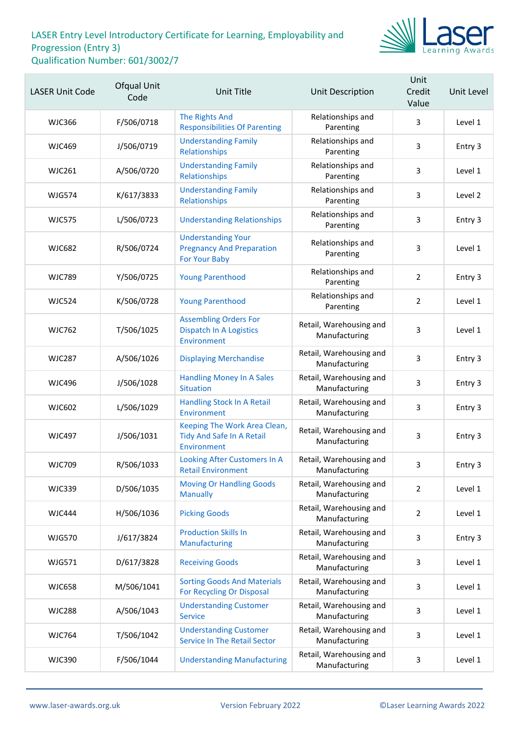# LASER Entry Level Introductory Certificate for Learning, Employability and Progression (Entry 3)

Qualification Number: 601/3002/7

| LASER Unit Code | Ofqual Unit Code | Unit Title | Unit Description | Unit Credit Value | Unit Level |
|---|---|---|---|---|---|
| WJC366 | F/506/0718 | The Rights And Responsibilities Of Parenting | Relationships and Parenting | 3 | Level 1 |
| WJC469 | J/506/0719 | Understanding Family Relationships | Relationships and Parenting | 3 | Entry 3 |
| WJC261 | A/506/0720 | Understanding Family Relationships | Relationships and Parenting | 3 | Level 1 |
| WJG574 | K/617/3833 | Understanding Family Relationships | Relationships and Parenting | 3 | Level 2 |
| WJC575 | L/506/0723 | Understanding Relationships | Relationships and Parenting | 3 | Entry 3 |
| WJC682 | R/506/0724 | Understanding Your Pregnancy And Preparation For Your Baby | Relationships and Parenting | 3 | Level 1 |
| WJC789 | Y/506/0725 | Young Parenthood | Relationships and Parenting | 2 | Entry 3 |
| WJC524 | K/506/0728 | Young Parenthood | Relationships and Parenting | 2 | Level 1 |
| WJC762 | T/506/1025 | Assembling Orders For Dispatch In A Logistics Environment | Retail, Warehousing and Manufacturing | 3 | Level 1 |
| WJC287 | A/506/1026 | Displaying Merchandise | Retail, Warehousing and Manufacturing | 3 | Entry 3 |
| WJC496 | J/506/1028 | Handling Money In A Sales Situation | Retail, Warehousing and Manufacturing | 3 | Entry 3 |
| WJC602 | L/506/1029 | Handling Stock In A Retail Environment | Retail, Warehousing and Manufacturing | 3 | Entry 3 |
| WJC497 | J/506/1031 | Keeping The Work Area Clean, Tidy And Safe In A Retail Environment | Retail, Warehousing and Manufacturing | 3 | Entry 3 |
| WJC709 | R/506/1033 | Looking After Customers In A Retail Environment | Retail, Warehousing and Manufacturing | 3 | Entry 3 |
| WJC339 | D/506/1035 | Moving Or Handling Goods Manually | Retail, Warehousing and Manufacturing | 2 | Level 1 |
| WJC444 | H/506/1036 | Picking Goods | Retail, Warehousing and Manufacturing | 2 | Level 1 |
| WJG570 | J/617/3824 | Production Skills In Manufacturing | Retail, Warehousing and Manufacturing | 3 | Entry 3 |
| WJG571 | D/617/3828 | Receiving Goods | Retail, Warehousing and Manufacturing | 3 | Level 1 |
| WJC658 | M/506/1041 | Sorting Goods And Materials For Recycling Or Disposal | Retail, Warehousing and Manufacturing | 3 | Level 1 |
| WJC288 | A/506/1043 | Understanding Customer Service | Retail, Warehousing and Manufacturing | 3 | Level 1 |
| WJC764 | T/506/1042 | Understanding Customer Service In The Retail Sector | Retail, Warehousing and Manufacturing | 3 | Level 1 |
| WJC390 | F/506/1044 | Understanding Manufacturing | Retail, Warehousing and Manufacturing | 3 | Level 1 |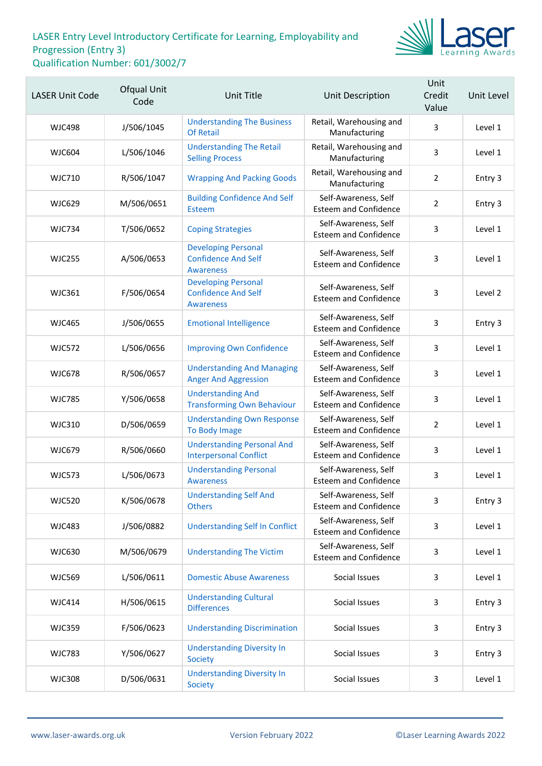# LASER Entry Level Introductory Certificate for Learning, Employability and Progression (Entry 3)

Qualification Number: 601/3002/7

| LASER Unit Code | Ofqual Unit Code | Unit Title | Unit Description | Unit Credit Value | Unit Level |
|---|---|---|---|---|---|
| WJC498 | J/506/1045 | Understanding The Business Of Retail | Retail, Warehousing and Manufacturing | 3 | Level 1 |
| WJC604 | L/506/1046 | Understanding The Retail Selling Process | Retail, Warehousing and Manufacturing | 3 | Level 1 |
| WJC710 | R/506/1047 | Wrapping And Packing Goods | Retail, Warehousing and Manufacturing | 2 | Entry 3 |
| WJC629 | M/506/0651 | Building Confidence And Self Esteem | Self-Awareness, Self Esteem and Confidence | 2 | Entry 3 |
| WJC734 | T/506/0652 | Coping Strategies | Self-Awareness, Self Esteem and Confidence | 3 | Level 1 |
| WJC255 | A/506/0653 | Developing Personal Confidence And Self Awareness | Self-Awareness, Self Esteem and Confidence | 3 | Level 1 |
| WJC361 | F/506/0654 | Developing Personal Confidence And Self Awareness | Self-Awareness, Self Esteem and Confidence | 3 | Level 2 |
| WJC465 | J/506/0655 | Emotional Intelligence | Self-Awareness, Self Esteem and Confidence | 3 | Entry 3 |
| WJC572 | L/506/0656 | Improving Own Confidence | Self-Awareness, Self Esteem and Confidence | 3 | Level 1 |
| WJC678 | R/506/0657 | Understanding And Managing Anger And Aggression | Self-Awareness, Self Esteem and Confidence | 3 | Level 1 |
| WJC785 | Y/506/0658 | Understanding And Transforming Own Behaviour | Self-Awareness, Self Esteem and Confidence | 3 | Level 1 |
| WJC310 | D/506/0659 | Understanding Own Response To Body Image | Self-Awareness, Self Esteem and Confidence | 2 | Level 1 |
| WJC679 | R/506/0660 | Understanding Personal And Interpersonal Conflict | Self-Awareness, Self Esteem and Confidence | 3 | Level 1 |
| WJC573 | L/506/0673 | Understanding Personal Awareness | Self-Awareness, Self Esteem and Confidence | 3 | Level 1 |
| WJC520 | K/506/0678 | Understanding Self And Others | Self-Awareness, Self Esteem and Confidence | 3 | Entry 3 |
| WJC483 | J/506/0882 | Understanding Self In Conflict | Self-Awareness, Self Esteem and Confidence | 3 | Level 1 |
| WJC630 | M/506/0679 | Understanding The Victim | Self-Awareness, Self Esteem and Confidence | 3 | Level 1 |
| WJC569 | L/506/0611 | Domestic Abuse Awareness | Social Issues | 3 | Level 1 |
| WJC414 | H/506/0615 | Understanding Cultural Differences | Social Issues | 3 | Entry 3 |
| WJC359 | F/506/0623 | Understanding Discrimination | Social Issues | 3 | Entry 3 |
| WJC783 | Y/506/0627 | Understanding Diversity In Society | Social Issues | 3 | Entry 3 |
| WJC308 | D/506/0631 | Understanding Diversity In Society | Social Issues | 3 | Level 1 |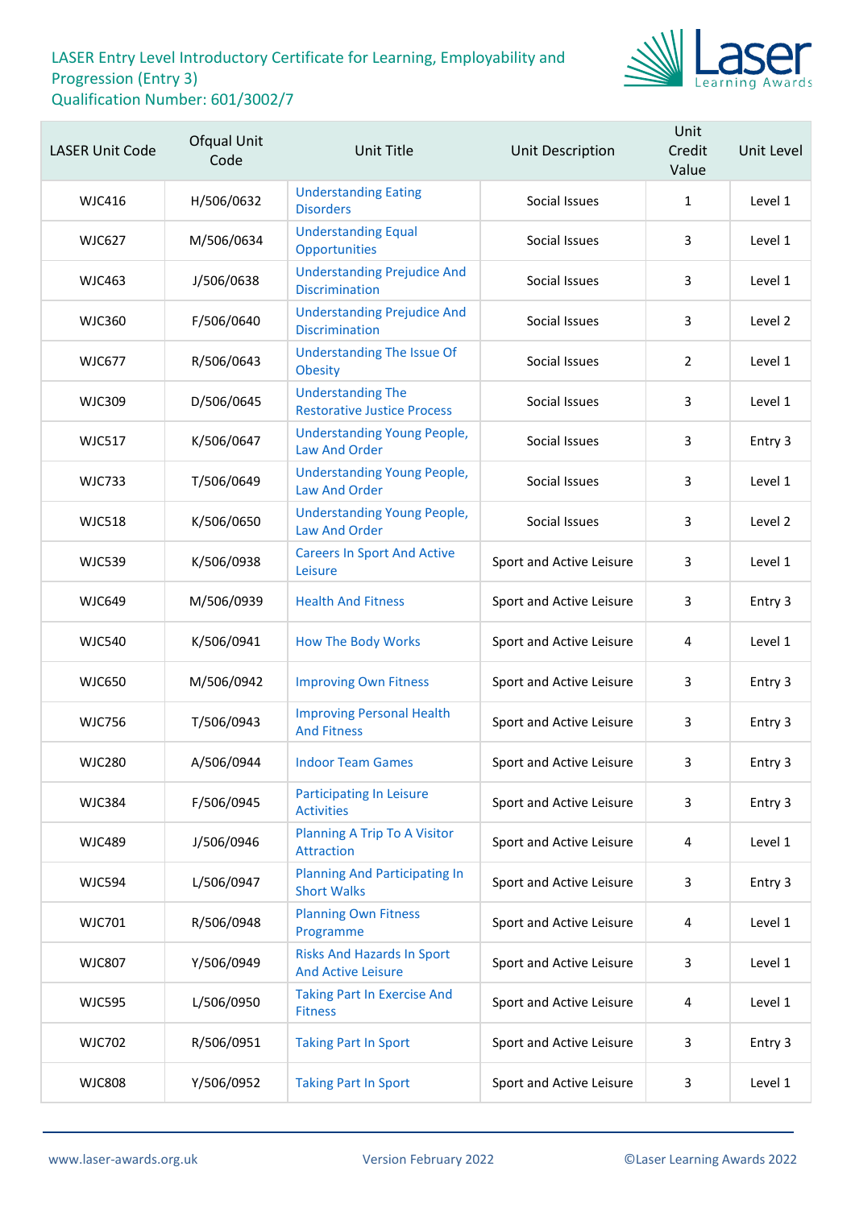LASER Entry Level Introductory Certificate for Learning, Employability and Progression (Entry 3)
Qualification Number: 601/3002/7

| LASER Unit Code | Ofqual Unit Code | Unit Title | Unit Description | Unit Credit Value | Unit Level |
|---|---|---|---|---|---|
| WJC416 | H/506/0632 | Understanding Eating Disorders | Social Issues | 1 | Level 1 |
| WJC627 | M/506/0634 | Understanding Equal Opportunities | Social Issues | 3 | Level 1 |
| WJC463 | J/506/0638 | Understanding Prejudice And Discrimination | Social Issues | 3 | Level 1 |
| WJC360 | F/506/0640 | Understanding Prejudice And Discrimination | Social Issues | 3 | Level 2 |
| WJC677 | R/506/0643 | Understanding The Issue Of Obesity | Social Issues | 2 | Level 1 |
| WJC309 | D/506/0645 | Understanding The Restorative Justice Process | Social Issues | 3 | Level 1 |
| WJC517 | K/506/0647 | Understanding Young People, Law And Order | Social Issues | 3 | Entry 3 |
| WJC733 | T/506/0649 | Understanding Young People, Law And Order | Social Issues | 3 | Level 1 |
| WJC518 | K/506/0650 | Understanding Young People, Law And Order | Social Issues | 3 | Level 2 |
| WJC539 | K/506/0938 | Careers In Sport And Active Leisure | Sport and Active Leisure | 3 | Level 1 |
| WJC649 | M/506/0939 | Health And Fitness | Sport and Active Leisure | 3 | Entry 3 |
| WJC540 | K/506/0941 | How The Body Works | Sport and Active Leisure | 4 | Level 1 |
| WJC650 | M/506/0942 | Improving Own Fitness | Sport and Active Leisure | 3 | Entry 3 |
| WJC756 | T/506/0943 | Improving Personal Health And Fitness | Sport and Active Leisure | 3 | Entry 3 |
| WJC280 | A/506/0944 | Indoor Team Games | Sport and Active Leisure | 3 | Entry 3 |
| WJC384 | F/506/0945 | Participating In Leisure Activities | Sport and Active Leisure | 3 | Entry 3 |
| WJC489 | J/506/0946 | Planning A Trip To A Visitor Attraction | Sport and Active Leisure | 4 | Level 1 |
| WJC594 | L/506/0947 | Planning And Participating In Short Walks | Sport and Active Leisure | 3 | Entry 3 |
| WJC701 | R/506/0948 | Planning Own Fitness Programme | Sport and Active Leisure | 4 | Level 1 |
| WJC807 | Y/506/0949 | Risks And Hazards In Sport And Active Leisure | Sport and Active Leisure | 3 | Level 1 |
| WJC595 | L/506/0950 | Taking Part In Exercise And Fitness | Sport and Active Leisure | 4 | Level 1 |
| WJC702 | R/506/0951 | Taking Part In Sport | Sport and Active Leisure | 3 | Entry 3 |
| WJC808 | Y/506/0952 | Taking Part In Sport | Sport and Active Leisure | 3 | Level 1 |

www.laser-awards.org.uk — Version February 2022 — ©Laser Learning Awards 2022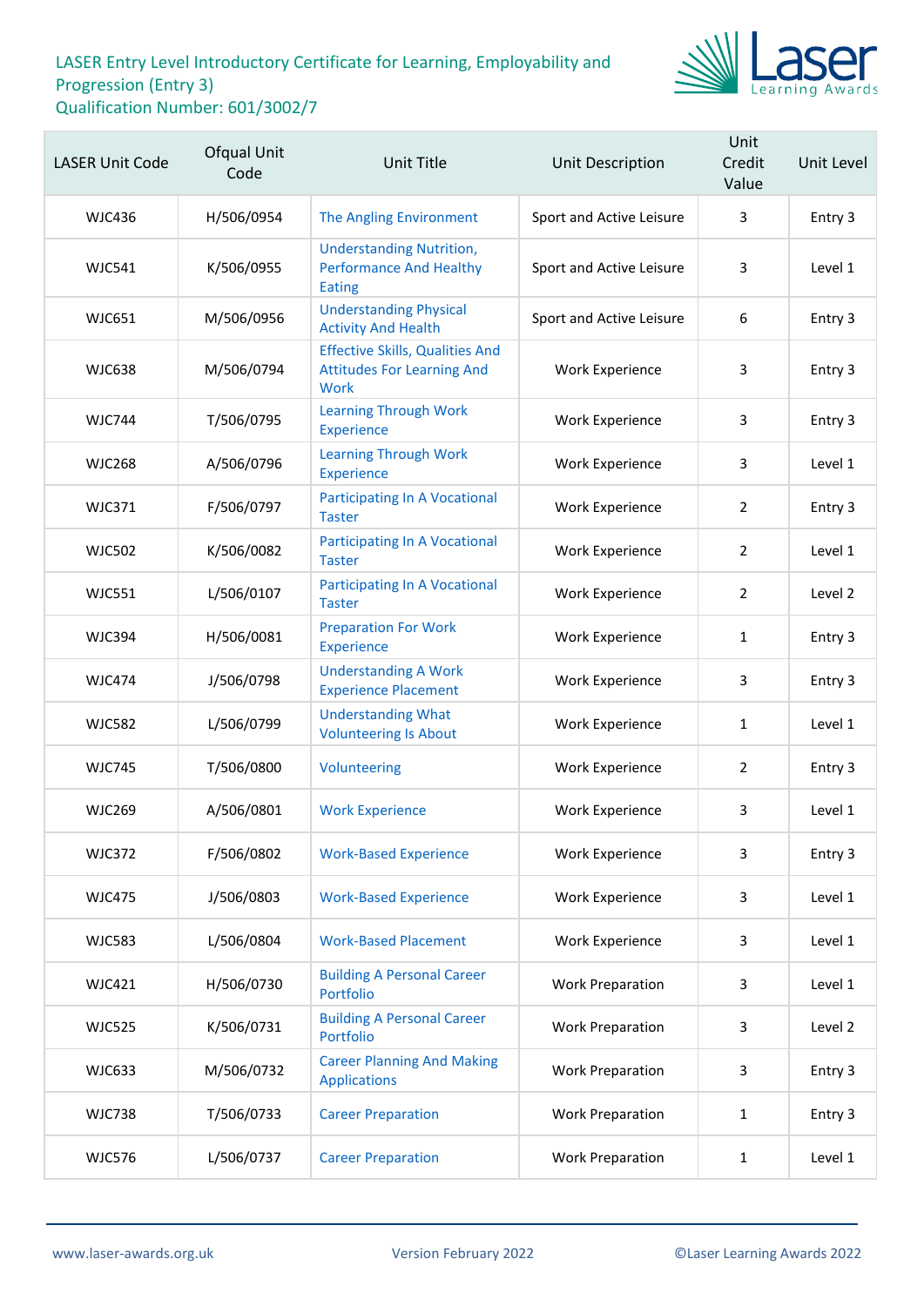# LASER Entry Level Introductory Certificate for Learning, Employability and Progression (Entry 3)
Qualification Number: 601/3002/7

| LASER Unit Code | Ofqual Unit Code | Unit Title | Unit Description | Unit Credit Value | Unit Level |
|---|---|---|---|---|---|
| WJC436 | H/506/0954 | The Angling Environment | Sport and Active Leisure | 3 | Entry 3 |
| WJC541 | K/506/0955 | Understanding Nutrition, Performance And Healthy Eating | Sport and Active Leisure | 3 | Level 1 |
| WJC651 | M/506/0956 | Understanding Physical Activity And Health | Sport and Active Leisure | 6 | Entry 3 |
| WJC638 | M/506/0794 | Effective Skills, Qualities And Attitudes For Learning And Work | Work Experience | 3 | Entry 3 |
| WJC744 | T/506/0795 | Learning Through Work Experience | Work Experience | 3 | Entry 3 |
| WJC268 | A/506/0796 | Learning Through Work Experience | Work Experience | 3 | Level 1 |
| WJC371 | F/506/0797 | Participating In A Vocational Taster | Work Experience | 2 | Entry 3 |
| WJC502 | K/506/0082 | Participating In A Vocational Taster | Work Experience | 2 | Level 1 |
| WJC551 | L/506/0107 | Participating In A Vocational Taster | Work Experience | 2 | Level 2 |
| WJC394 | H/506/0081 | Preparation For Work Experience | Work Experience | 1 | Entry 3 |
| WJC474 | J/506/0798 | Understanding A Work Experience Placement | Work Experience | 3 | Entry 3 |
| WJC582 | L/506/0799 | Understanding What Volunteering Is About | Work Experience | 1 | Level 1 |
| WJC745 | T/506/0800 | Volunteering | Work Experience | 2 | Entry 3 |
| WJC269 | A/506/0801 | Work Experience | Work Experience | 3 | Level 1 |
| WJC372 | F/506/0802 | Work-Based Experience | Work Experience | 3 | Entry 3 |
| WJC475 | J/506/0803 | Work-Based Experience | Work Experience | 3 | Level 1 |
| WJC583 | L/506/0804 | Work-Based Placement | Work Experience | 3 | Level 1 |
| WJC421 | H/506/0730 | Building A Personal Career Portfolio | Work Preparation | 3 | Level 1 |
| WJC525 | K/506/0731 | Building A Personal Career Portfolio | Work Preparation | 3 | Level 2 |
| WJC633 | M/506/0732 | Career Planning And Making Applications | Work Preparation | 3 | Entry 3 |
| WJC738 | T/506/0733 | Career Preparation | Work Preparation | 1 | Entry 3 |
| WJC576 | L/506/0737 | Career Preparation | Work Preparation | 1 | Level 1 |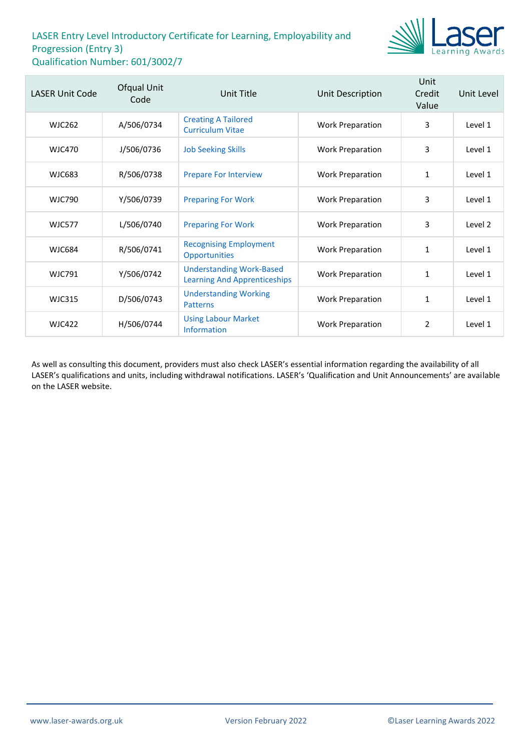LASER Entry Level Introductory Certificate for Learning, Employability and Progression (Entry 3)
Qualification Number: 601/3002/7

| LASER Unit Code | Ofqual Unit Code | Unit Title | Unit Description | Unit Credit Value | Unit Level |
|---|---|---|---|---|---|
| WJC262 | A/506/0734 | Creating A Tailored Curriculum Vitae | Work Preparation | 3 | Level 1 |
| WJC470 | J/506/0736 | Job Seeking Skills | Work Preparation | 3 | Level 1 |
| WJC683 | R/506/0738 | Prepare For Interview | Work Preparation | 1 | Level 1 |
| WJC790 | Y/506/0739 | Preparing For Work | Work Preparation | 3 | Level 1 |
| WJC577 | L/506/0740 | Preparing For Work | Work Preparation | 3 | Level 2 |
| WJC684 | R/506/0741 | Recognising Employment Opportunities | Work Preparation | 1 | Level 1 |
| WJC791 | Y/506/0742 | Understanding Work-Based Learning And Apprenticeships | Work Preparation | 1 | Level 1 |
| WJC315 | D/506/0743 | Understanding Working Patterns | Work Preparation | 1 | Level 1 |
| WJC422 | H/506/0744 | Using Labour Market Information | Work Preparation | 2 | Level 1 |

As well as consulting this document, providers must also check LASER's essential information regarding the availability of all LASER's qualifications and units, including withdrawal notifications. LASER's 'Qualification and Unit Announcements' are available on the LASER website.